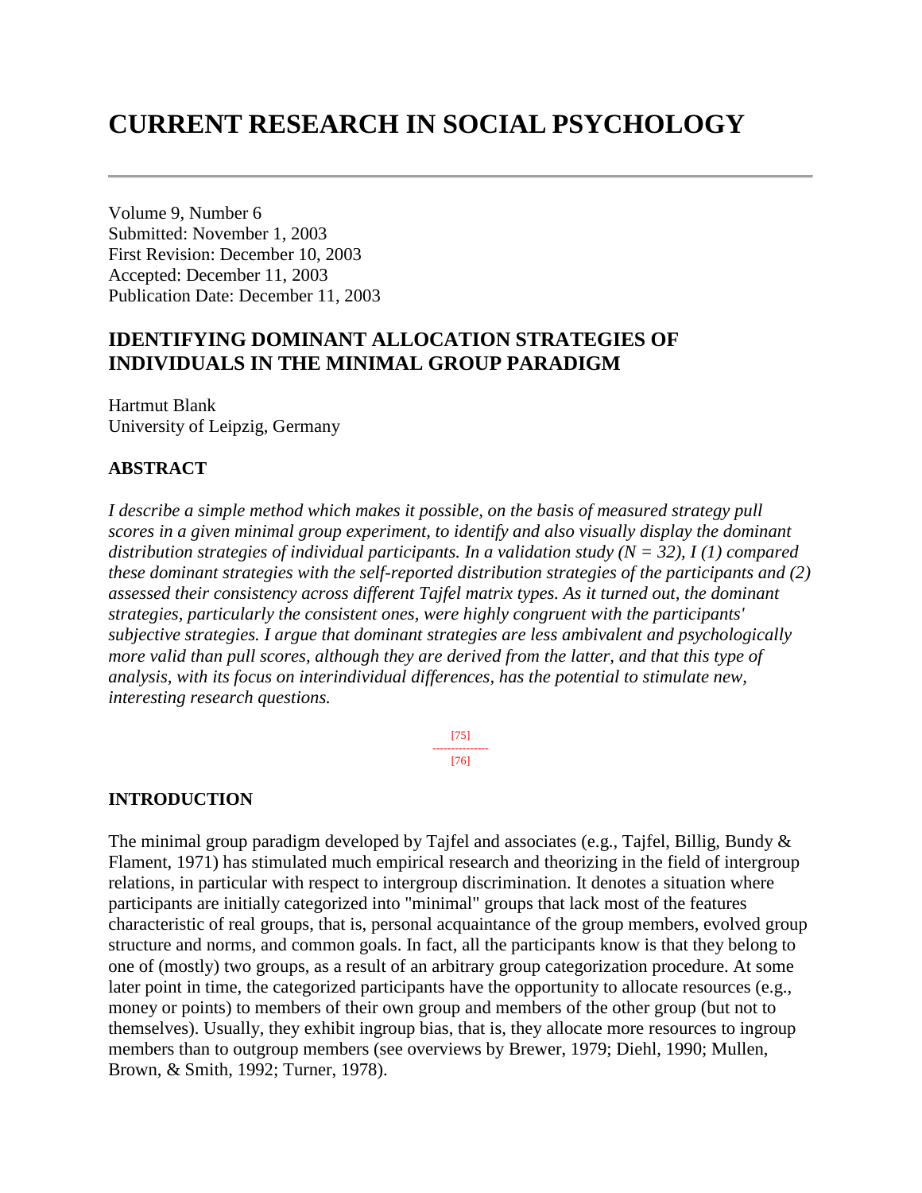# CURRENT RESEARCH IN SOCIAL PSYCHOLOGY

Volume 9, Number 6
Submitted: November 1, 2003
First Revision: December 10, 2003
Accepted: December 11, 2003
Publication Date: December 11, 2003

## IDENTIFYING DOMINANT ALLOCATION STRATEGIES OF INDIVIDUALS IN THE MINIMAL GROUP PARADIGM

Hartmut Blank
University of Leipzig, Germany

### ABSTRACT

*I describe a simple method which makes it possible, on the basis of measured strategy pull scores in a given minimal group experiment, to identify and also visually display the dominant distribution strategies of individual participants. In a validation study (N = 32), I (1) compared these dominant strategies with the self-reported distribution strategies of the participants and (2) assessed their consistency across different Tajfel matrix types. As it turned out, the dominant strategies, particularly the consistent ones, were highly congruent with the participants' subjective strategies. I argue that dominant strategies are less ambivalent and psychologically more valid than pull scores, although they are derived from the latter, and that this type of analysis, with its focus on interindividual differences, has the potential to stimulate new, interesting research questions.*

### INTRODUCTION

The minimal group paradigm developed by Tajfel and associates (e.g., Tajfel, Billig, Bundy & Flament, 1971) has stimulated much empirical research and theorizing in the field of intergroup relations, in particular with respect to intergroup discrimination. It denotes a situation where participants are initially categorized into "minimal" groups that lack most of the features characteristic of real groups, that is, personal acquaintance of the group members, evolved group structure and norms, and common goals. In fact, all the participants know is that they belong to one of (mostly) two groups, as a result of an arbitrary group categorization procedure. At some later point in time, the categorized participants have the opportunity to allocate resources (e.g., money or points) to members of their own group and members of the other group (but not to themselves). Usually, they exhibit ingroup bias, that is, they allocate more resources to ingroup members than to outgroup members (see overviews by Brewer, 1979; Diehl, 1990; Mullen, Brown, & Smith, 1992; Turner, 1978).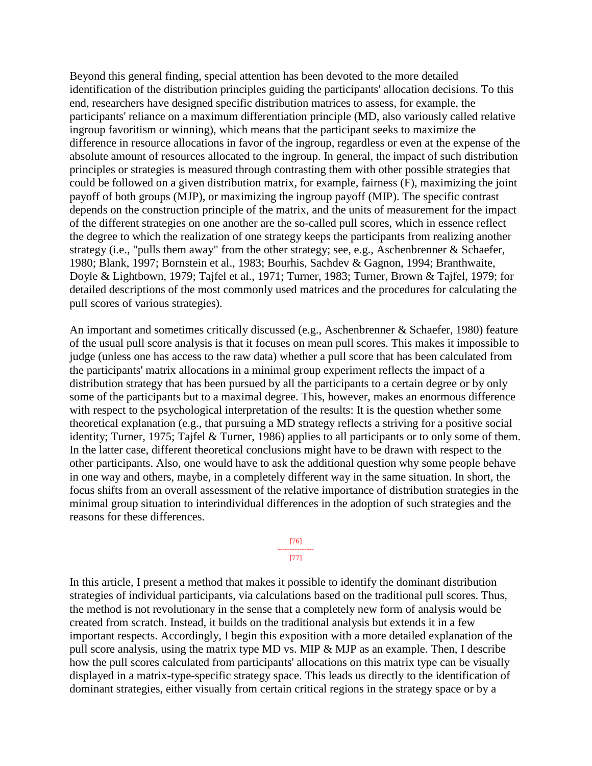Beyond this general finding, special attention has been devoted to the more detailed identification of the distribution principles guiding the participants' allocation decisions. To this end, researchers have designed specific distribution matrices to assess, for example, the participants' reliance on a maximum differentiation principle (MD, also variously called relative ingroup favoritism or winning), which means that the participant seeks to maximize the difference in resource allocations in favor of the ingroup, regardless or even at the expense of the absolute amount of resources allocated to the ingroup. In general, the impact of such distribution principles or strategies is measured through contrasting them with other possible strategies that could be followed on a given distribution matrix, for example, fairness (F), maximizing the joint payoff of both groups (MJP), or maximizing the ingroup payoff (MIP). The specific contrast depends on the construction principle of the matrix, and the units of measurement for the impact of the different strategies on one another are the so-called pull scores, which in essence reflect the degree to which the realization of one strategy keeps the participants from realizing another strategy (i.e., "pulls them away" from the other strategy; see, e.g., Aschenbrenner & Schaefer, 1980; Blank, 1997; Bornstein et al., 1983; Bourhis, Sachdev & Gagnon, 1994; Branthwaite, Doyle & Lightbown, 1979; Tajfel et al., 1971; Turner, 1983; Turner, Brown & Tajfel, 1979; for detailed descriptions of the most commonly used matrices and the procedures for calculating the pull scores of various strategies).

An important and sometimes critically discussed (e.g., Aschenbrenner & Schaefer, 1980) feature of the usual pull score analysis is that it focuses on mean pull scores. This makes it impossible to judge (unless one has access to the raw data) whether a pull score that has been calculated from the participants' matrix allocations in a minimal group experiment reflects the impact of a distribution strategy that has been pursued by all the participants to a certain degree or by only some of the participants but to a maximal degree. This, however, makes an enormous difference with respect to the psychological interpretation of the results: It is the question whether some theoretical explanation (e.g., that pursuing a MD strategy reflects a striving for a positive social identity; Turner, 1975; Tajfel & Turner, 1986) applies to all participants or to only some of them. In the latter case, different theoretical conclusions might have to be drawn with respect to the other participants. Also, one would have to ask the additional question why some people behave in one way and others, maybe, in a completely different way in the same situation. In short, the focus shifts from an overall assessment of the relative importance of distribution strategies in the minimal group situation to interindividual differences in the adoption of such strategies and the reasons for these differences.

In this article, I present a method that makes it possible to identify the dominant distribution strategies of individual participants, via calculations based on the traditional pull scores. Thus, the method is not revolutionary in the sense that a completely new form of analysis would be created from scratch. Instead, it builds on the traditional analysis but extends it in a few important respects. Accordingly, I begin this exposition with a more detailed explanation of the pull score analysis, using the matrix type MD vs. MIP & MJP as an example. Then, I describe how the pull scores calculated from participants' allocations on this matrix type can be visually displayed in a matrix-type-specific strategy space. This leads us directly to the identification of dominant strategies, either visually from certain critical regions in the strategy space or by a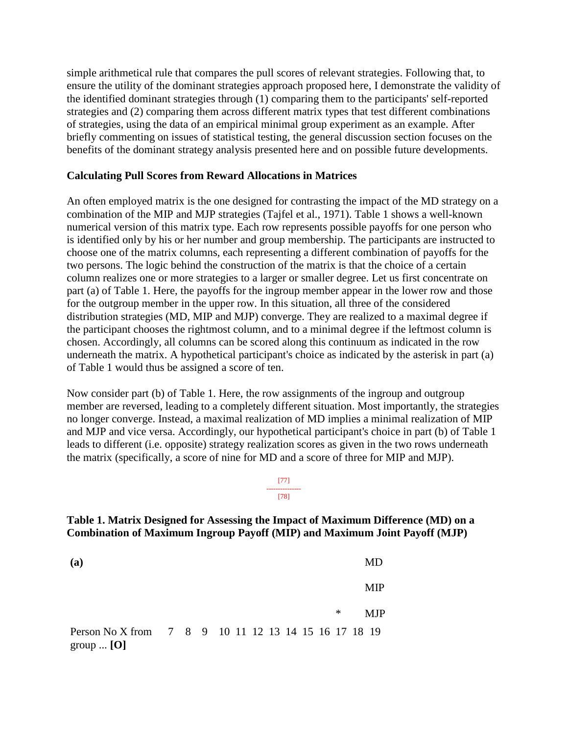simple arithmetical rule that compares the pull scores of relevant strategies. Following that, to ensure the utility of the dominant strategies approach proposed here, I demonstrate the validity of the identified dominant strategies through (1) comparing them to the participants' self-reported strategies and (2) comparing them across different matrix types that test different combinations of strategies, using the data of an empirical minimal group experiment as an example. After briefly commenting on issues of statistical testing, the general discussion section focuses on the benefits of the dominant strategy analysis presented here and on possible future developments.

### Calculating Pull Scores from Reward Allocations in Matrices

An often employed matrix is the one designed for contrasting the impact of the MD strategy on a combination of the MIP and MJP strategies (Tajfel et al., 1971). Table 1 shows a well-known numerical version of this matrix type. Each row represents possible payoffs for one person who is identified only by his or her number and group membership. The participants are instructed to choose one of the matrix columns, each representing a different combination of payoffs for the two persons. The logic behind the construction of the matrix is that the choice of a certain column realizes one or more strategies to a larger or smaller degree. Let us first concentrate on part (a) of Table 1. Here, the payoffs for the ingroup member appear in the lower row and those for the outgroup member in the upper row. In this situation, all three of the considered distribution strategies (MD, MIP and MJP) converge. They are realized to a maximal degree if the participant chooses the rightmost column, and to a minimal degree if the leftmost column is chosen. Accordingly, all columns can be scored along this continuum as indicated in the row underneath the matrix. A hypothetical participant's choice as indicated by the asterisk in part (a) of Table 1 would thus be assigned a score of ten.

Now consider part (b) of Table 1. Here, the row assignments of the ingroup and outgroup member are reversed, leading to a completely different situation. Most importantly, the strategies no longer converge. Instead, a maximal realization of MD implies a minimal realization of MIP and MJP and vice versa. Accordingly, our hypothetical participant's choice in part (b) of Table 1 leads to different (i.e. opposite) strategy realization scores as given in the two rows underneath the matrix (specifically, a score of nine for MD and a score of three for MIP and MJP).

**Table 1. Matrix Designed for Assessing the Impact of Maximum Difference (MD) on a Combination of Maximum Ingroup Payoff (MIP) and Maximum Joint Payoff (MJP)**

| **(a)** | | | | | | | | | | | | | | |
|---|---|---|---|---|---|---|---|---|---|---|---|---|---|---|
| | | | | | | | | | | | | | | MD |
| | | | | | | | | | | | | | | MIP |
| | | | | | | | | | | | * | | | MJP |
| Person No X from group ... **[O]** | 7 | 8 | 9 | 10 | 11 | 12 | 13 | 14 | 15 | 16 | 17 | 18 | 19 | |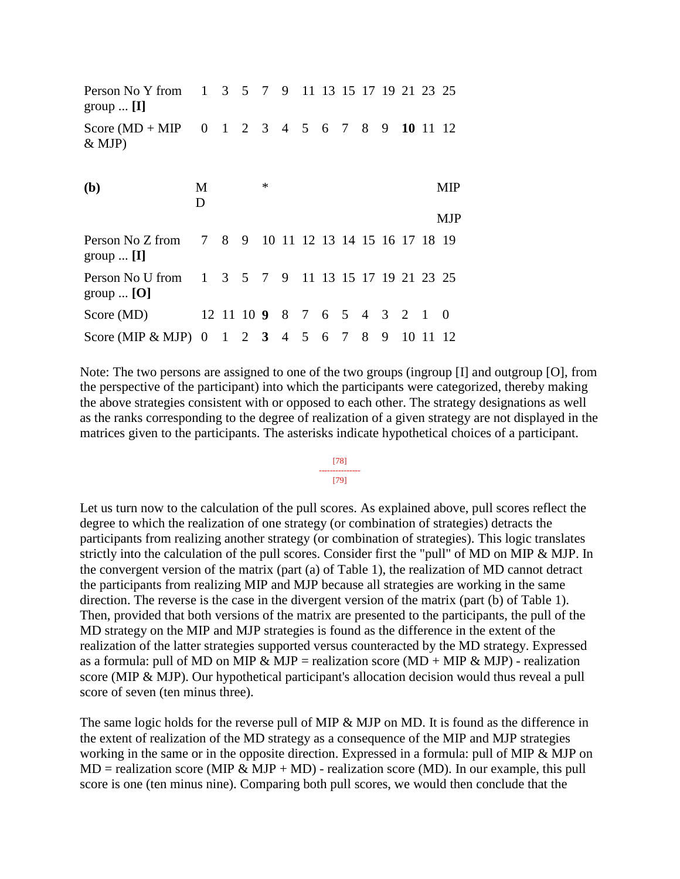| | | | | | | | | | | | | | |
|---|---|---|---|---|---|---|---|---|---|---|---|---|---|
| Person No Y from group ... **[I]** | 1 | 3 | 5 | 7 | 9 | 11 | 13 | 15 | 17 | 19 | 21 | 23 | 25 |
| Score (MD + MIP & MJP) | 0 | 1 | 2 | 3 | 4 | 5 | 6 | 7 | 8 | 9 | **10** | 11 | 12 |

| **(b)** | MD | | | * | | | | | | | | | MIP MJP |
|---|---|---|---|---|---|---|---|---|---|---|---|---|---|
| Person No Z from group ... **[I]** | 7 | 8 | 9 | 10 | 11 | 12 | 13 | 14 | 15 | 16 | 17 | 18 | 19 |
| Person No U from group ... **[O]** | 1 | 3 | 5 | 7 | 9 | 11 | 13 | 15 | 17 | 19 | 21 | 23 | 25 |
| Score (MD) | 12 | 11 | 10 | **9** | 8 | 7 | 6 | 5 | 4 | 3 | 2 | 1 | 0 |
| Score (MIP & MJP) | 0 | 1 | 2 | **3** | 4 | 5 | 6 | 7 | 8 | 9 | 10 | 11 | 12 |

Note: The two persons are assigned to one of the two groups (ingroup [I] and outgroup [O], from the perspective of the participant) into which the participants were categorized, thereby making the above strategies consistent with or opposed to each other. The strategy designations as well as the ranks corresponding to the degree of realization of a given strategy are not displayed in the matrices given to the participants. The asterisks indicate hypothetical choices of a participant.

[78]
---------------
[79]

Let us turn now to the calculation of the pull scores. As explained above, pull scores reflect the degree to which the realization of one strategy (or combination of strategies) detracts the participants from realizing another strategy (or combination of strategies). This logic translates strictly into the calculation of the pull scores. Consider first the "pull" of MD on MIP & MJP. In the convergent version of the matrix (part (a) of Table 1), the realization of MD cannot detract the participants from realizing MIP and MJP because all strategies are working in the same direction. The reverse is the case in the divergent version of the matrix (part (b) of Table 1). Then, provided that both versions of the matrix are presented to the participants, the pull of the MD strategy on the MIP and MJP strategies is found as the difference in the extent of the realization of the latter strategies supported versus counteracted by the MD strategy. Expressed as a formula: pull of MD on MIP & MJP = realization score (MD + MIP & MJP) - realization score (MIP & MJP). Our hypothetical participant's allocation decision would thus reveal a pull score of seven (ten minus three).

The same logic holds for the reverse pull of MIP & MJP on MD. It is found as the difference in the extent of realization of the MD strategy as a consequence of the MIP and MJP strategies working in the same or in the opposite direction. Expressed in a formula: pull of MIP & MJP on MD = realization score (MIP & MJP + MD) - realization score (MD). In our example, this pull score is one (ten minus nine). Comparing both pull scores, we would then conclude that the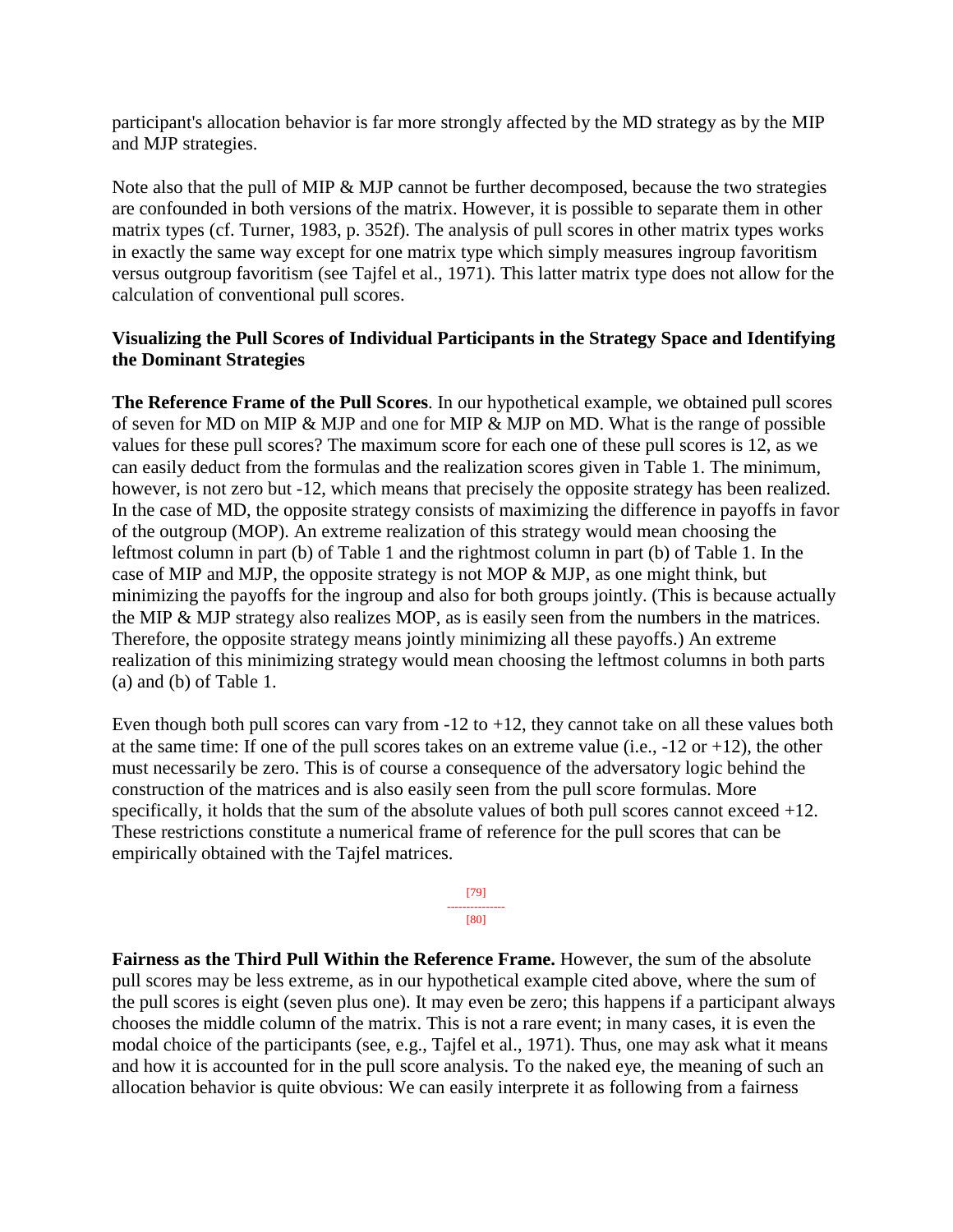participant's allocation behavior is far more strongly affected by the MD strategy as by the MIP and MJP strategies.

Note also that the pull of MIP & MJP cannot be further decomposed, because the two strategies are confounded in both versions of the matrix. However, it is possible to separate them in other matrix types (cf. Turner, 1983, p. 352f). The analysis of pull scores in other matrix types works in exactly the same way except for one matrix type which simply measures ingroup favoritism versus outgroup favoritism (see Tajfel et al., 1971). This latter matrix type does not allow for the calculation of conventional pull scores.

### Visualizing the Pull Scores of Individual Participants in the Strategy Space and Identifying the Dominant Strategies

**The Reference Frame of the Pull Scores**. In our hypothetical example, we obtained pull scores of seven for MD on MIP & MJP and one for MIP & MJP on MD. What is the range of possible values for these pull scores? The maximum score for each one of these pull scores is 12, as we can easily deduct from the formulas and the realization scores given in Table 1. The minimum, however, is not zero but -12, which means that precisely the opposite strategy has been realized. In the case of MD, the opposite strategy consists of maximizing the difference in payoffs in favor of the outgroup (MOP). An extreme realization of this strategy would mean choosing the leftmost column in part (b) of Table 1 and the rightmost column in part (b) of Table 1. In the case of MIP and MJP, the opposite strategy is not MOP & MJP, as one might think, but minimizing the payoffs for the ingroup and also for both groups jointly. (This is because actually the MIP & MJP strategy also realizes MOP, as is easily seen from the numbers in the matrices. Therefore, the opposite strategy means jointly minimizing all these payoffs.) An extreme realization of this minimizing strategy would mean choosing the leftmost columns in both parts (a) and (b) of Table 1.

Even though both pull scores can vary from -12 to +12, they cannot take on all these values both at the same time: If one of the pull scores takes on an extreme value (i.e., -12 or +12), the other must necessarily be zero. This is of course a consequence of the adversatory logic behind the construction of the matrices and is also easily seen from the pull score formulas. More specifically, it holds that the sum of the absolute values of both pull scores cannot exceed +12. These restrictions constitute a numerical frame of reference for the pull scores that can be empirically obtained with the Tajfel matrices.

**Fairness as the Third Pull Within the Reference Frame.** However, the sum of the absolute pull scores may be less extreme, as in our hypothetical example cited above, where the sum of the pull scores is eight (seven plus one). It may even be zero; this happens if a participant always chooses the middle column of the matrix. This is not a rare event; in many cases, it is even the modal choice of the participants (see, e.g., Tajfel et al., 1971). Thus, one may ask what it means and how it is accounted for in the pull score analysis. To the naked eye, the meaning of such an allocation behavior is quite obvious: We can easily interprete it as following from a fairness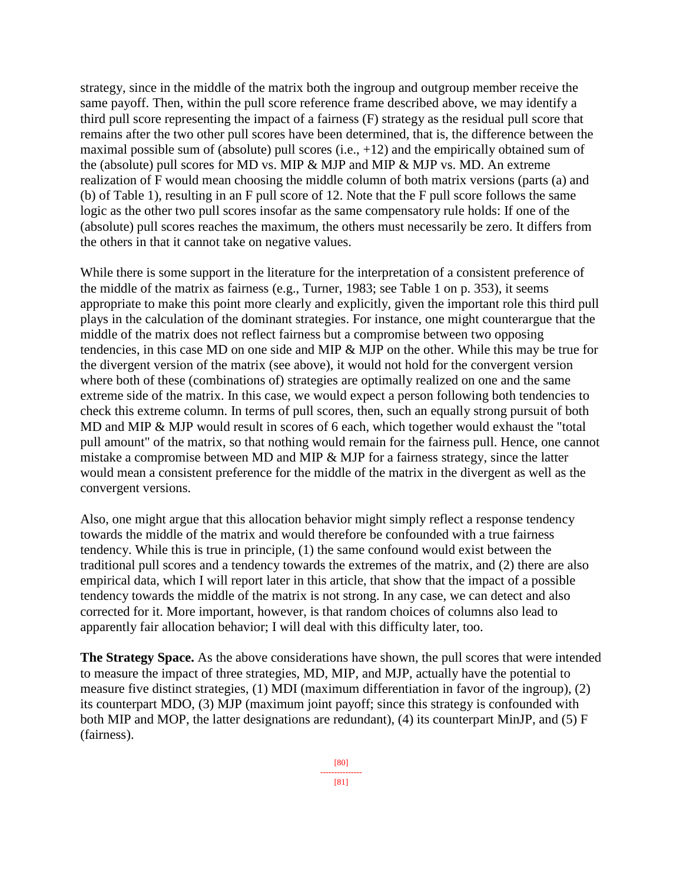strategy, since in the middle of the matrix both the ingroup and outgroup member receive the same payoff. Then, within the pull score reference frame described above, we may identify a third pull score representing the impact of a fairness (F) strategy as the residual pull score that remains after the two other pull scores have been determined, that is, the difference between the maximal possible sum of (absolute) pull scores (i.e., +12) and the empirically obtained sum of the (absolute) pull scores for MD vs. MIP & MJP and MIP & MJP vs. MD. An extreme realization of F would mean choosing the middle column of both matrix versions (parts (a) and (b) of Table 1), resulting in an F pull score of 12. Note that the F pull score follows the same logic as the other two pull scores insofar as the same compensatory rule holds: If one of the (absolute) pull scores reaches the maximum, the others must necessarily be zero. It differs from the others in that it cannot take on negative values.

While there is some support in the literature for the interpretation of a consistent preference of the middle of the matrix as fairness (e.g., Turner, 1983; see Table 1 on p. 353), it seems appropriate to make this point more clearly and explicitly, given the important role this third pull plays in the calculation of the dominant strategies. For instance, one might counterargue that the middle of the matrix does not reflect fairness but a compromise between two opposing tendencies, in this case MD on one side and MIP & MJP on the other. While this may be true for the divergent version of the matrix (see above), it would not hold for the convergent version where both of these (combinations of) strategies are optimally realized on one and the same extreme side of the matrix. In this case, we would expect a person following both tendencies to check this extreme column. In terms of pull scores, then, such an equally strong pursuit of both MD and MIP & MJP would result in scores of 6 each, which together would exhaust the "total pull amount" of the matrix, so that nothing would remain for the fairness pull. Hence, one cannot mistake a compromise between MD and MIP & MJP for a fairness strategy, since the latter would mean a consistent preference for the middle of the matrix in the divergent as well as the convergent versions.

Also, one might argue that this allocation behavior might simply reflect a response tendency towards the middle of the matrix and would therefore be confounded with a true fairness tendency. While this is true in principle, (1) the same confound would exist between the traditional pull scores and a tendency towards the extremes of the matrix, and (2) there are also empirical data, which I will report later in this article, that show that the impact of a possible tendency towards the middle of the matrix is not strong. In any case, we can detect and also corrected for it. More important, however, is that random choices of columns also lead to apparently fair allocation behavior; I will deal with this difficulty later, too.

**The Strategy Space.** As the above considerations have shown, the pull scores that were intended to measure the impact of three strategies, MD, MIP, and MJP, actually have the potential to measure five distinct strategies, (1) MDI (maximum differentiation in favor of the ingroup), (2) its counterpart MDO, (3) MJP (maximum joint payoff; since this strategy is confounded with both MIP and MOP, the latter designations are redundant), (4) its counterpart MinJP, and (5) F (fairness).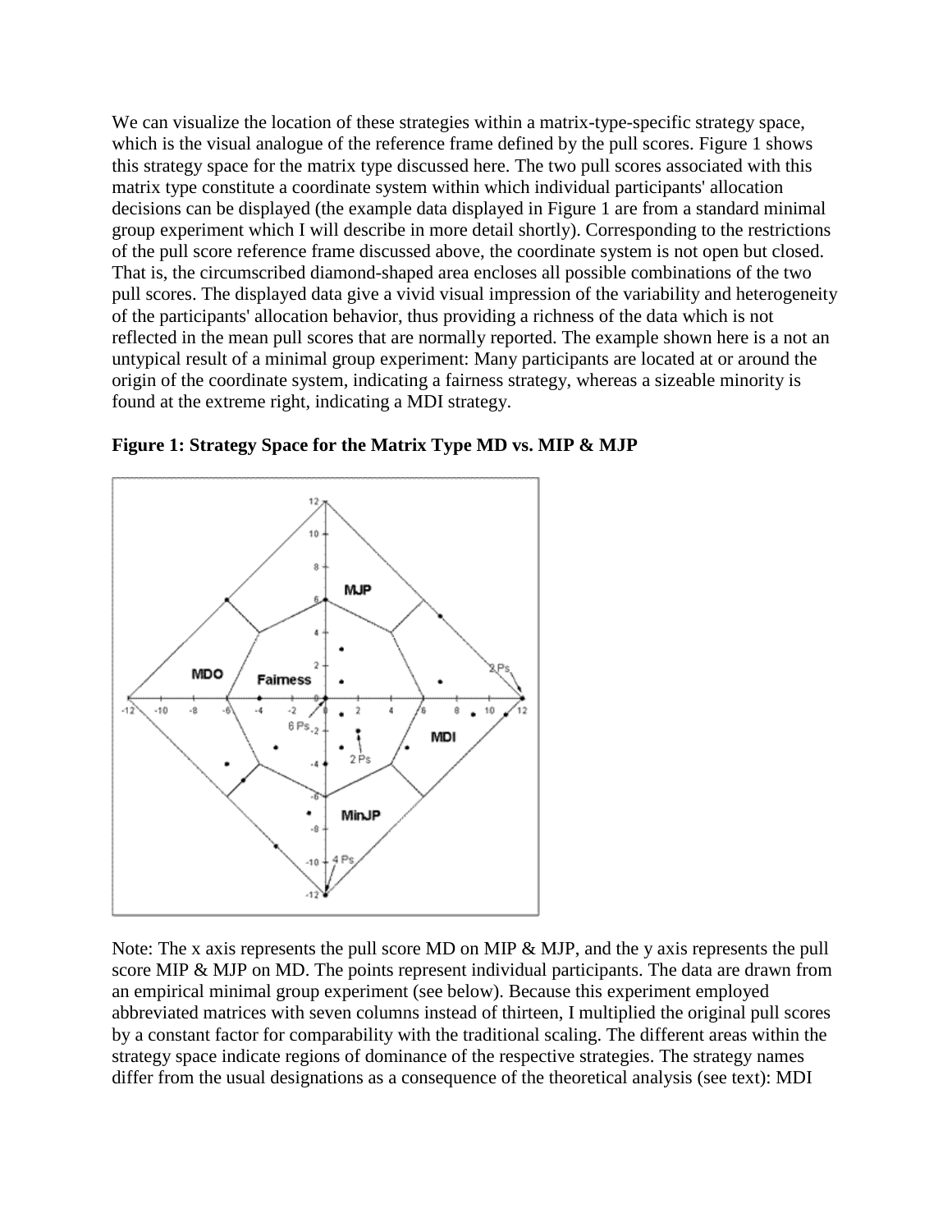We can visualize the location of these strategies within a matrix-type-specific strategy space, which is the visual analogue of the reference frame defined by the pull scores. Figure 1 shows this strategy space for the matrix type discussed here. The two pull scores associated with this matrix type constitute a coordinate system within which individual participants' allocation decisions can be displayed (the example data displayed in Figure 1 are from a standard minimal group experiment which I will describe in more detail shortly). Corresponding to the restrictions of the pull score reference frame discussed above, the coordinate system is not open but closed. That is, the circumscribed diamond-shaped area encloses all possible combinations of the two pull scores. The displayed data give a vivid visual impression of the variability and heterogeneity of the participants' allocation behavior, thus providing a richness of the data which is not reflected in the mean pull scores that are normally reported. The example shown here is a not an untypical result of a minimal group experiment: Many participants are located at or around the origin of the coordinate system, indicating a fairness strategy, whereas a sizeable minority is found at the extreme right, indicating a MDI strategy.

**Figure 1: Strategy Space for the Matrix Type MD vs. MIP & MJP**

Note: The x axis represents the pull score MD on MIP & MJP, and the y axis represents the pull score MIP & MJP on MD. The points represent individual participants. The data are drawn from an empirical minimal group experiment (see below). Because this experiment employed abbreviated matrices with seven columns instead of thirteen, I multiplied the original pull scores by a constant factor for comparability with the traditional scaling. The different areas within the strategy space indicate regions of dominance of the respective strategies. The strategy names differ from the usual designations as a consequence of the theoretical analysis (see text): MDI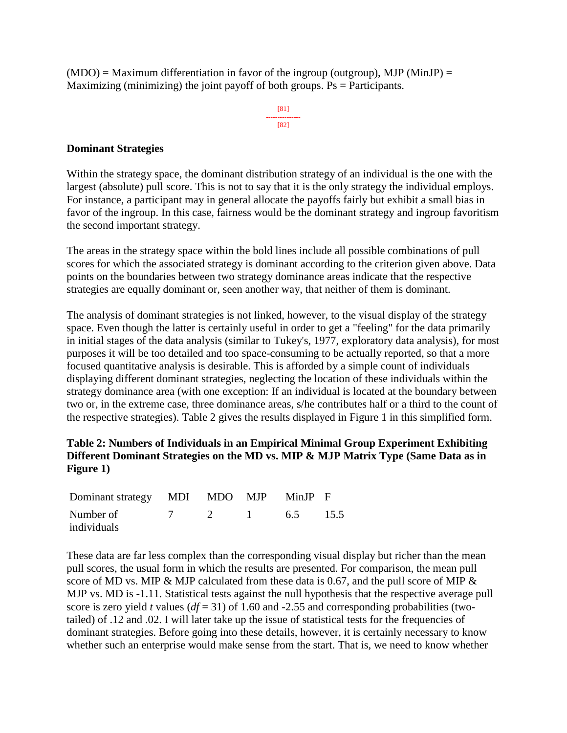(MDO) = Maximum differentiation in favor of the ingroup (outgroup), MJP (MinJP) = Maximizing (minimizing) the joint payoff of both groups. Ps = Participants.

[81]
---------------
[82]

**Dominant Strategies**

Within the strategy space, the dominant distribution strategy of an individual is the one with the largest (absolute) pull score. This is not to say that it is the only strategy the individual employs. For instance, a participant may in general allocate the payoffs fairly but exhibit a small bias in favor of the ingroup. In this case, fairness would be the dominant strategy and ingroup favoritism the second important strategy.

The areas in the strategy space within the bold lines include all possible combinations of pull scores for which the associated strategy is dominant according to the criterion given above. Data points on the boundaries between two strategy dominance areas indicate that the respective strategies are equally dominant or, seen another way, that neither of them is dominant.

The analysis of dominant strategies is not linked, however, to the visual display of the strategy space. Even though the latter is certainly useful in order to get a "feeling" for the data primarily in initial stages of the data analysis (similar to Tukey's, 1977, exploratory data analysis), for most purposes it will be too detailed and too space-consuming to be actually reported, so that a more focused quantitative analysis is desirable. This is afforded by a simple count of individuals displaying different dominant strategies, neglecting the location of these individuals within the strategy dominance area (with one exception: If an individual is located at the boundary between two or, in the extreme case, three dominance areas, s/he contributes half or a third to the count of the respective strategies). Table 2 gives the results displayed in Figure 1 in this simplified form.

**Table 2: Numbers of Individuals in an Empirical Minimal Group Experiment Exhibiting Different Dominant Strategies on the MD vs. MIP & MJP Matrix Type (Same Data as in Figure 1)**

| Dominant strategy | MDI | MDO | MJP | MinJP | F |
|---|---|---|---|---|---|
| Number of individuals | 7 | 2 | 1 | 6.5 | 15.5 |

These data are far less complex than the corresponding visual display but richer than the mean pull scores, the usual form in which the results are presented. For comparison, the mean pull score of MD vs. MIP & MJP calculated from these data is 0.67, and the pull score of MIP & MJP vs. MD is -1.11. Statistical tests against the null hypothesis that the respective average pull score is zero yield *t* values ($df = 31$) of 1.60 and -2.55 and corresponding probabilities (two-tailed) of .12 and .02. I will later take up the issue of statistical tests for the frequencies of dominant strategies. Before going into these details, however, it is certainly necessary to know whether such an enterprise would make sense from the start. That is, we need to know whether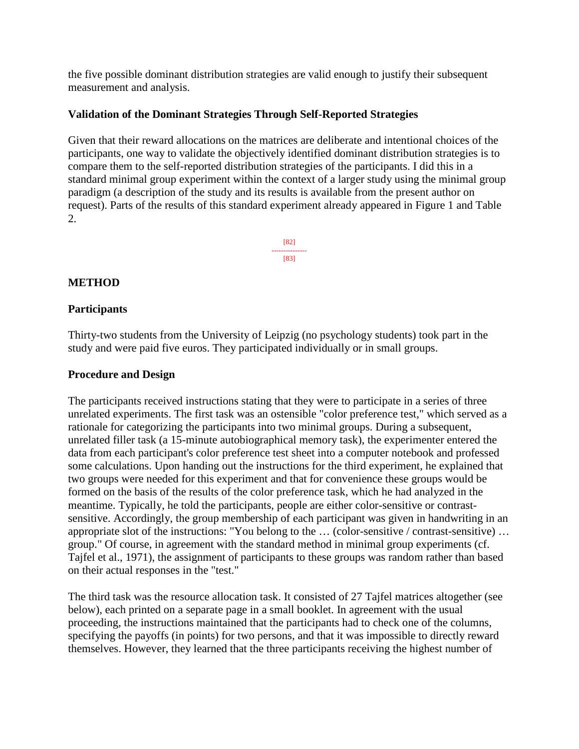the five possible dominant distribution strategies are valid enough to justify their subsequent measurement and analysis.

### Validation of the Dominant Strategies Through Self-Reported Strategies

Given that their reward allocations on the matrices are deliberate and intentional choices of the participants, one way to validate the objectively identified dominant distribution strategies is to compare them to the self-reported distribution strategies of the participants. I did this in a standard minimal group experiment within the context of a larger study using the minimal group paradigm (a description of the study and its results is available from the present author on request). Parts of the results of this standard experiment already appeared in Figure 1 and Table 2.

## METHOD

### Participants

Thirty-two students from the University of Leipzig (no psychology students) took part in the study and were paid five euros. They participated individually or in small groups.

### Procedure and Design

The participants received instructions stating that they were to participate in a series of three unrelated experiments. The first task was an ostensible "color preference test," which served as a rationale for categorizing the participants into two minimal groups. During a subsequent, unrelated filler task (a 15-minute autobiographical memory task), the experimenter entered the data from each participant's color preference test sheet into a computer notebook and professed some calculations. Upon handing out the instructions for the third experiment, he explained that two groups were needed for this experiment and that for convenience these groups would be formed on the basis of the results of the color preference task, which he had analyzed in the meantime. Typically, he told the participants, people are either color-sensitive or contrast-sensitive. Accordingly, the group membership of each participant was given in handwriting in an appropriate slot of the instructions: "You belong to the … (color-sensitive / contrast-sensitive) … group." Of course, in agreement with the standard method in minimal group experiments (cf. Tajfel et al., 1971), the assignment of participants to these groups was random rather than based on their actual responses in the "test."

The third task was the resource allocation task. It consisted of 27 Tajfel matrices altogether (see below), each printed on a separate page in a small booklet. In agreement with the usual proceeding, the instructions maintained that the participants had to check one of the columns, specifying the payoffs (in points) for two persons, and that it was impossible to directly reward themselves. However, they learned that the three participants receiving the highest number of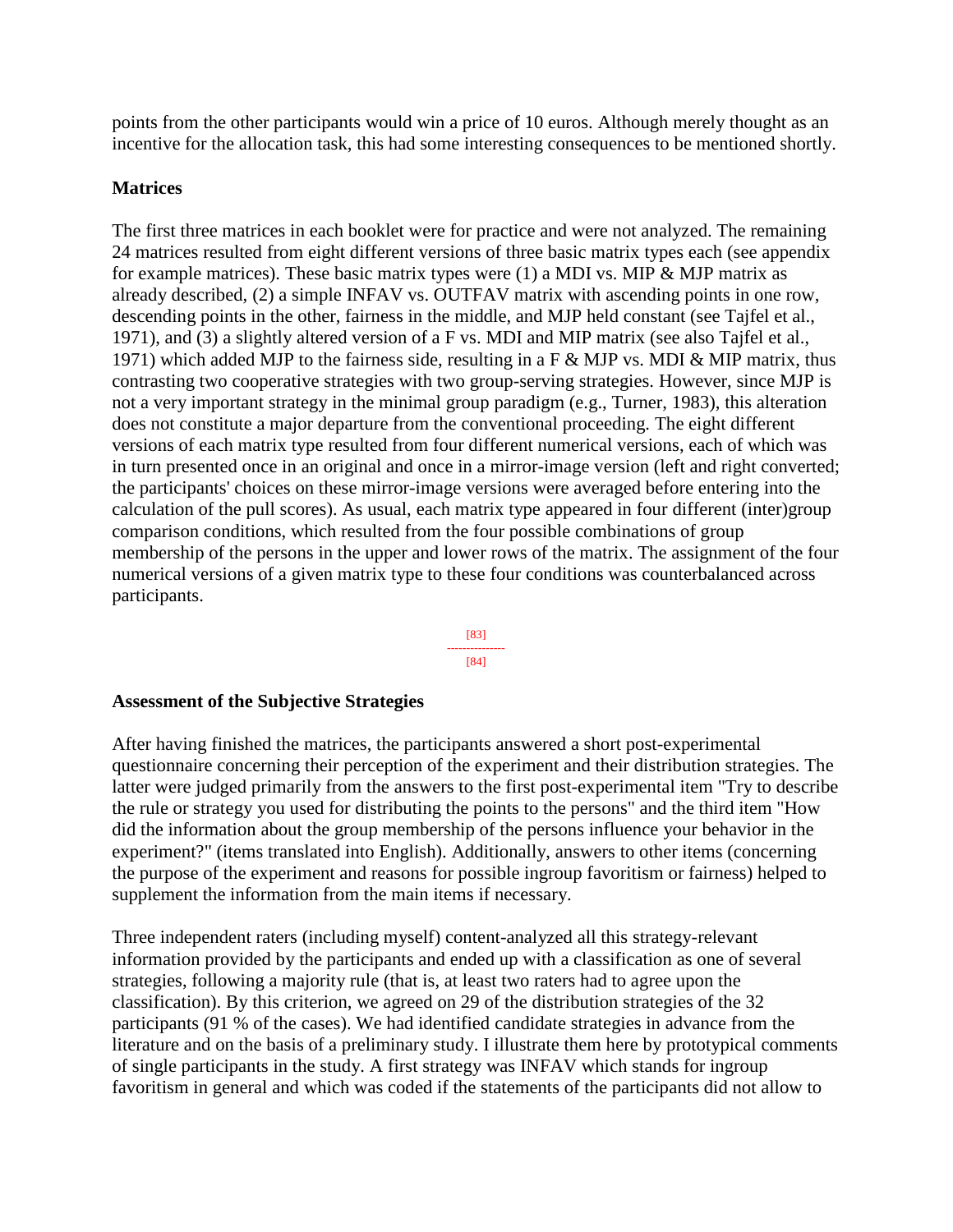points from the other participants would win a price of 10 euros. Although merely thought as an incentive for the allocation task, this had some interesting consequences to be mentioned shortly.

**Matrices**

The first three matrices in each booklet were for practice and were not analyzed. The remaining 24 matrices resulted from eight different versions of three basic matrix types each (see appendix for example matrices). These basic matrix types were (1) a MDI vs. MIP & MJP matrix as already described, (2) a simple INFAV vs. OUTFAV matrix with ascending points in one row, descending points in the other, fairness in the middle, and MJP held constant (see Tajfel et al., 1971), and (3) a slightly altered version of a F vs. MDI and MIP matrix (see also Tajfel et al., 1971) which added MJP to the fairness side, resulting in a F & MJP vs. MDI & MIP matrix, thus contrasting two cooperative strategies with two group-serving strategies. However, since MJP is not a very important strategy in the minimal group paradigm (e.g., Turner, 1983), this alteration does not constitute a major departure from the conventional proceeding. The eight different versions of each matrix type resulted from four different numerical versions, each of which was in turn presented once in an original and once in a mirror-image version (left and right converted; the participants' choices on these mirror-image versions were averaged before entering into the calculation of the pull scores). As usual, each matrix type appeared in four different (inter)group comparison conditions, which resulted from the four possible combinations of group membership of the persons in the upper and lower rows of the matrix. The assignment of the four numerical versions of a given matrix type to these four conditions was counterbalanced across participants.

**Assessment of the Subjective Strategies**

After having finished the matrices, the participants answered a short post-experimental questionnaire concerning their perception of the experiment and their distribution strategies. The latter were judged primarily from the answers to the first post-experimental item "Try to describe the rule or strategy you used for distributing the points to the persons" and the third item "How did the information about the group membership of the persons influence your behavior in the experiment?" (items translated into English). Additionally, answers to other items (concerning the purpose of the experiment and reasons for possible ingroup favoritism or fairness) helped to supplement the information from the main items if necessary.

Three independent raters (including myself) content-analyzed all this strategy-relevant information provided by the participants and ended up with a classification as one of several strategies, following a majority rule (that is, at least two raters had to agree upon the classification). By this criterion, we agreed on 29 of the distribution strategies of the 32 participants (91 % of the cases). We had identified candidate strategies in advance from the literature and on the basis of a preliminary study. I illustrate them here by prototypical comments of single participants in the study. A first strategy was INFAV which stands for ingroup favoritism in general and which was coded if the statements of the participants did not allow to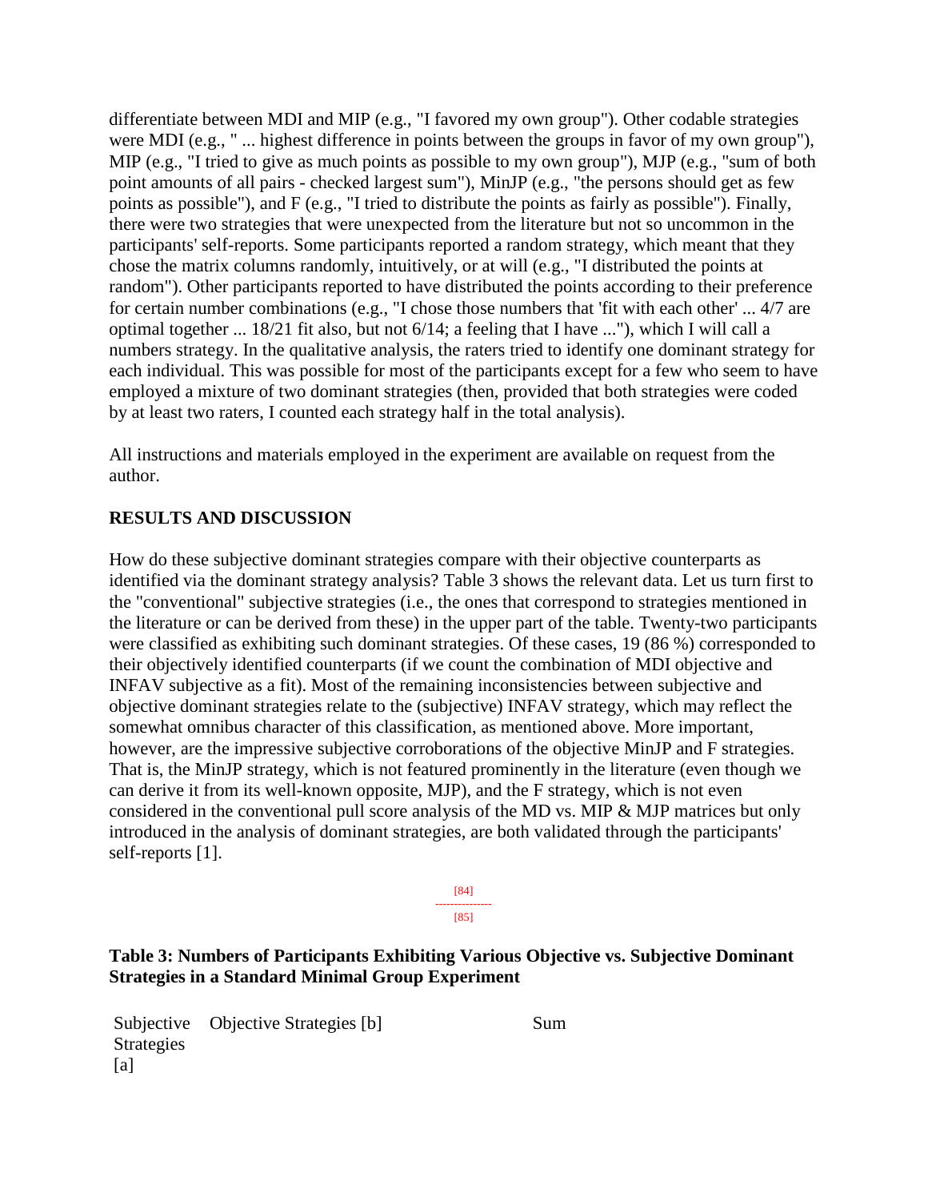differentiate between MDI and MIP (e.g., "I favored my own group"). Other codable strategies were MDI (e.g., " ... highest difference in points between the groups in favor of my own group"), MIP (e.g., "I tried to give as much points as possible to my own group"), MJP (e.g., "sum of both point amounts of all pairs - checked largest sum"), MinJP (e.g., "the persons should get as few points as possible"), and F (e.g., "I tried to distribute the points as fairly as possible"). Finally, there were two strategies that were unexpected from the literature but not so uncommon in the participants' self-reports. Some participants reported a random strategy, which meant that they chose the matrix columns randomly, intuitively, or at will (e.g., "I distributed the points at random"). Other participants reported to have distributed the points according to their preference for certain number combinations (e.g., "I chose those numbers that 'fit with each other' ... 4/7 are optimal together ... 18/21 fit also, but not 6/14; a feeling that I have ..."), which I will call a numbers strategy. In the qualitative analysis, the raters tried to identify one dominant strategy for each individual. This was possible for most of the participants except for a few who seem to have employed a mixture of two dominant strategies (then, provided that both strategies were coded by at least two raters, I counted each strategy half in the total analysis).

All instructions and materials employed in the experiment are available on request from the author.

## RESULTS AND DISCUSSION

How do these subjective dominant strategies compare with their objective counterparts as identified via the dominant strategy analysis? Table 3 shows the relevant data. Let us turn first to the "conventional" subjective strategies (i.e., the ones that correspond to strategies mentioned in the literature or can be derived from these) in the upper part of the table. Twenty-two participants were classified as exhibiting such dominant strategies. Of these cases, 19 (86 %) corresponded to their objectively identified counterparts (if we count the combination of MDI objective and INFAV subjective as a fit). Most of the remaining inconsistencies between subjective and objective dominant strategies relate to the (subjective) INFAV strategy, which may reflect the somewhat omnibus character of this classification, as mentioned above. More important, however, are the impressive subjective corroborations of the objective MinJP and F strategies. That is, the MinJP strategy, which is not featured prominently in the literature (even though we can derive it from its well-known opposite, MJP), and the F strategy, which is not even considered in the conventional pull score analysis of the MD vs. MIP & MJP matrices but only introduced in the analysis of dominant strategies, are both validated through the participants' self-reports [1].

### Table 3: Numbers of Participants Exhibiting Various Objective vs. Subjective Dominant Strategies in a Standard Minimal Group Experiment

| Subjective Strategies [a] | Objective Strategies [b] | Sum |
|---|---|---|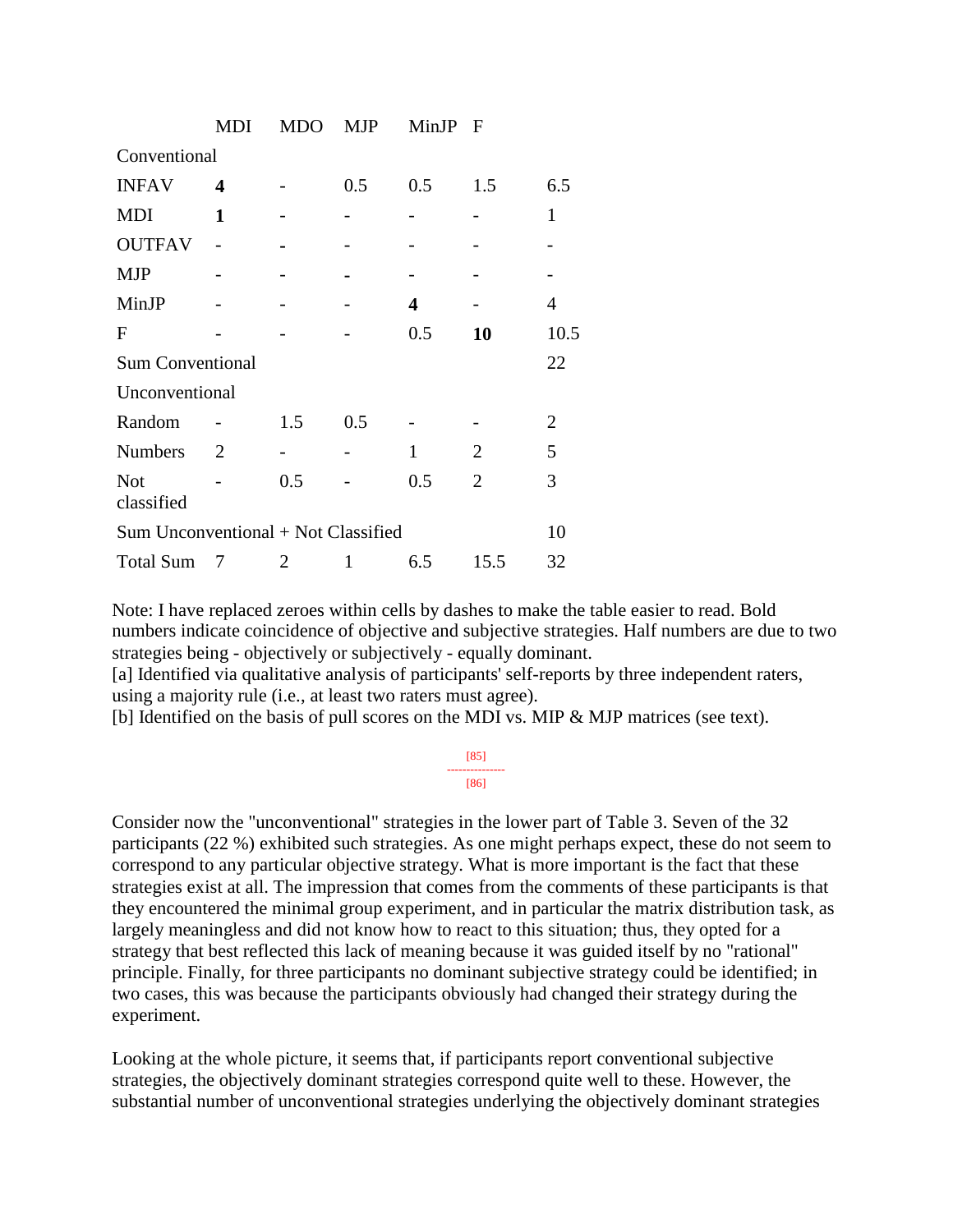| | MDI | MDO | MJP | MinJP | F | |
|---|---|---|---|---|---|---|
| Conventional | | | | | | |
| INFAV | **4** | - | 0.5 | 0.5 | 1.5 | 6.5 |
| MDI | **1** | - | - | - | - | 1 |
| OUTFAV | - | - | - | - | - | - |
| MJP | - | - | - | - | - | - |
| MinJP | - | - | - | **4** | - | 4 |
| F | - | - | - | 0.5 | **10** | 10.5 |
| Sum Conventional | | | | | | 22 |
| Unconventional | | | | | | |
| Random | - | 1.5 | 0.5 | - | - | 2 |
| Numbers | 2 | - | - | 1 | 2 | 5 |
| Not classified | - | 0.5 | - | 0.5 | 2 | 3 |
| Sum Unconventional + Not Classified | | | | | | 10 |
| Total Sum | 7 | 2 | 1 | 6.5 | 15.5 | 32 |

Note: I have replaced zeroes within cells by dashes to make the table easier to read. Bold numbers indicate coincidence of objective and subjective strategies. Half numbers are due to two strategies being - objectively or subjectively - equally dominant.
[a] Identified via qualitative analysis of participants' self-reports by three independent raters, using a majority rule (i.e., at least two raters must agree).
[b] Identified on the basis of pull scores on the MDI vs. MIP & MJP matrices (see text).

[85]
---------------
[86]

Consider now the "unconventional" strategies in the lower part of Table 3. Seven of the 32 participants (22 %) exhibited such strategies. As one might perhaps expect, these do not seem to correspond to any particular objective strategy. What is more important is the fact that these strategies exist at all. The impression that comes from the comments of these participants is that they encountered the minimal group experiment, and in particular the matrix distribution task, as largely meaningless and did not know how to react to this situation; thus, they opted for a strategy that best reflected this lack of meaning because it was guided itself by no "rational" principle. Finally, for three participants no dominant subjective strategy could be identified; in two cases, this was because the participants obviously had changed their strategy during the experiment.

Looking at the whole picture, it seems that, if participants report conventional subjective strategies, the objectively dominant strategies correspond quite well to these. However, the substantial number of unconventional strategies underlying the objectively dominant strategies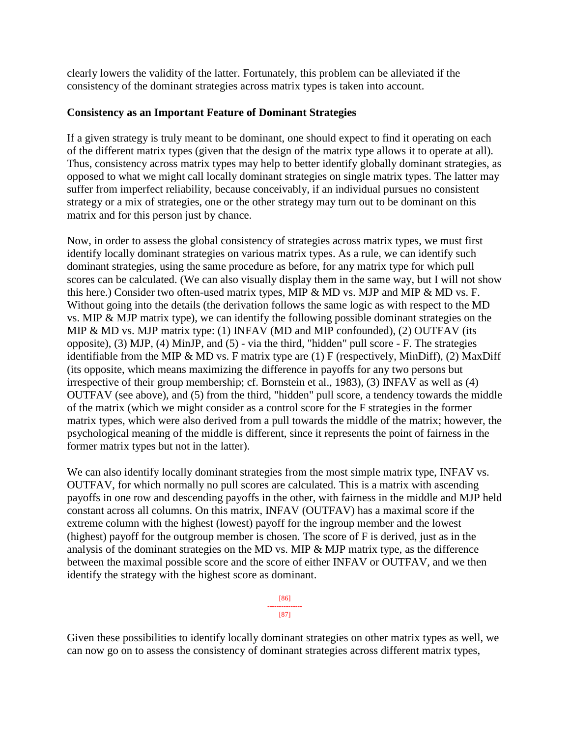clearly lowers the validity of the latter. Fortunately, this problem can be alleviated if the consistency of the dominant strategies across matrix types is taken into account.

**Consistency as an Important Feature of Dominant Strategies**

If a given strategy is truly meant to be dominant, one should expect to find it operating on each of the different matrix types (given that the design of the matrix type allows it to operate at all). Thus, consistency across matrix types may help to better identify globally dominant strategies, as opposed to what we might call locally dominant strategies on single matrix types. The latter may suffer from imperfect reliability, because conceivably, if an individual pursues no consistent strategy or a mix of strategies, one or the other strategy may turn out to be dominant on this matrix and for this person just by chance.

Now, in order to assess the global consistency of strategies across matrix types, we must first identify locally dominant strategies on various matrix types. As a rule, we can identify such dominant strategies, using the same procedure as before, for any matrix type for which pull scores can be calculated. (We can also visually display them in the same way, but I will not show this here.) Consider two often-used matrix types, MIP & MD vs. MJP and MIP & MD vs. F. Without going into the details (the derivation follows the same logic as with respect to the MD vs. MIP & MJP matrix type), we can identify the following possible dominant strategies on the MIP & MD vs. MJP matrix type: (1) INFAV (MD and MIP confounded), (2) OUTFAV (its opposite), (3) MJP, (4) MinJP, and (5) - via the third, "hidden" pull score - F. The strategies identifiable from the MIP & MD vs. F matrix type are (1) F (respectively, MinDiff), (2) MaxDiff (its opposite, which means maximizing the difference in payoffs for any two persons but irrespective of their group membership; cf. Bornstein et al., 1983), (3) INFAV as well as (4) OUTFAV (see above), and (5) from the third, "hidden" pull score, a tendency towards the middle of the matrix (which we might consider as a control score for the F strategies in the former matrix types, which were also derived from a pull towards the middle of the matrix; however, the psychological meaning of the middle is different, since it represents the point of fairness in the former matrix types but not in the latter).

We can also identify locally dominant strategies from the most simple matrix type, INFAV vs. OUTFAV, for which normally no pull scores are calculated. This is a matrix with ascending payoffs in one row and descending payoffs in the other, with fairness in the middle and MJP held constant across all columns. On this matrix, INFAV (OUTFAV) has a maximal score if the extreme column with the highest (lowest) payoff for the ingroup member and the lowest (highest) payoff for the outgroup member is chosen. The score of F is derived, just as in the analysis of the dominant strategies on the MD vs. MIP & MJP matrix type, as the difference between the maximal possible score and the score of either INFAV or OUTFAV, and we then identify the strategy with the highest score as dominant.

Given these possibilities to identify locally dominant strategies on other matrix types as well, we can now go on to assess the consistency of dominant strategies across different matrix types,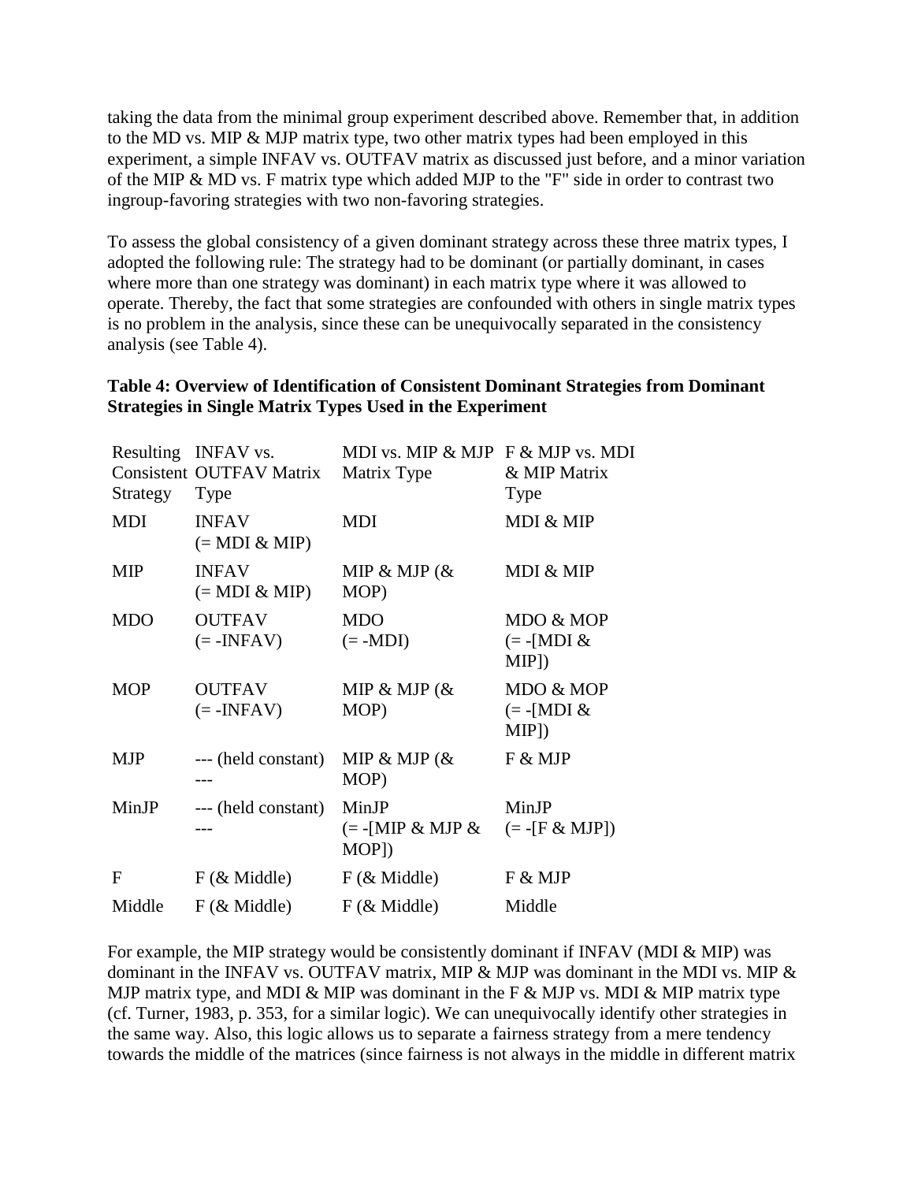taking the data from the minimal group experiment described above. Remember that, in addition to the MD vs. MIP & MJP matrix type, two other matrix types had been employed in this experiment, a simple INFAV vs. OUTFAV matrix as discussed just before, and a minor variation of the MIP & MD vs. F matrix type which added MJP to the "F" side in order to contrast two ingroup-favoring strategies with two non-favoring strategies.

To assess the global consistency of a given dominant strategy across these three matrix types, I adopted the following rule: The strategy had to be dominant (or partially dominant, in cases where more than one strategy was dominant) in each matrix type where it was allowed to operate. Thereby, the fact that some strategies are confounded with others in single matrix types is no problem in the analysis, since these can be unequivocally separated in the consistency analysis (see Table 4).

**Table 4: Overview of Identification of Consistent Dominant Strategies from Dominant Strategies in Single Matrix Types Used in the Experiment**

| Resulting Consistent Strategy | INFAV vs. OUTFAV Matrix Type | MDI vs. MIP & MJP Matrix Type | F & MJP vs. MDI & MIP Matrix Type |
|---|---|---|---|
| MDI | INFAV (= MDI & MIP) | MDI | MDI & MIP |
| MIP | INFAV (= MDI & MIP) | MIP & MJP (& MOP) | MDI & MIP |
| MDO | OUTFAV (= -INFAV) | MDO (= -MDI) | MDO & MOP (= -[MDI & MIP]) |
| MOP | OUTFAV (= -INFAV) | MIP & MJP (& MOP) | MDO & MOP (= -[MDI & MIP]) |
| MJP | --- (held constant) --- | MIP & MJP (& MOP) | F & MJP |
| MinJP | --- (held constant) --- | MinJP (= -[MIP & MJP & MOP]) | MinJP (= -[F & MJP]) |
| F | F (& Middle) | F (& Middle) | F & MJP |
| Middle | F (& Middle) | F (& Middle) | Middle |

For example, the MIP strategy would be consistently dominant if INFAV (MDI & MIP) was dominant in the INFAV vs. OUTFAV matrix, MIP & MJP was dominant in the MDI vs. MIP & MJP matrix type, and MDI & MIP was dominant in the F & MJP vs. MDI & MIP matrix type (cf. Turner, 1983, p. 353, for a similar logic). We can unequivocally identify other strategies in the same way. Also, this logic allows us to separate a fairness strategy from a mere tendency towards the middle of the matrices (since fairness is not always in the middle in different matrix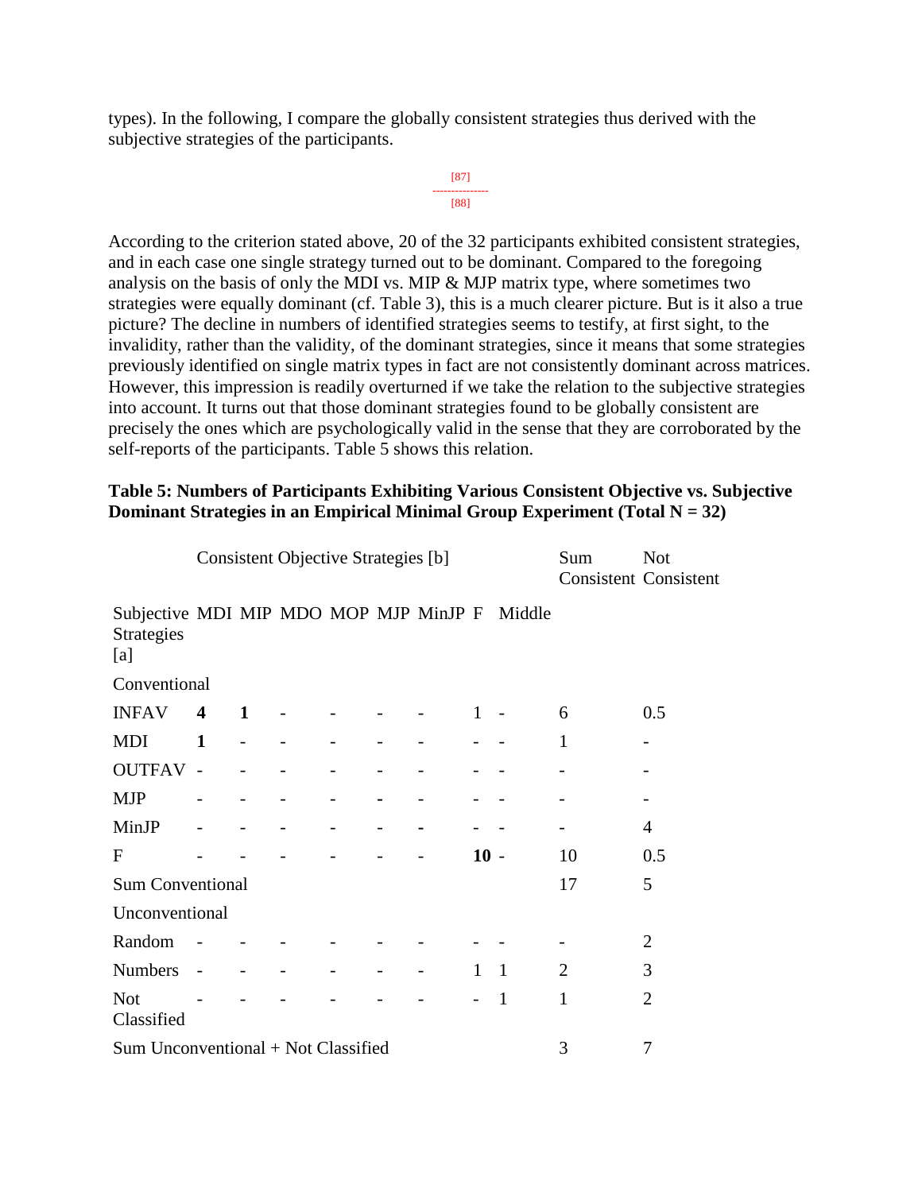types). In the following, I compare the globally consistent strategies thus derived with the subjective strategies of the participants.

[87]
---------------
[88]

According to the criterion stated above, 20 of the 32 participants exhibited consistent strategies, and in each case one single strategy turned out to be dominant. Compared to the foregoing analysis on the basis of only the MDI vs. MIP & MJP matrix type, where sometimes two strategies were equally dominant (cf. Table 3), this is a much clearer picture. But is it also a true picture? The decline in numbers of identified strategies seems to testify, at first sight, to the invalidity, rather than the validity, of the dominant strategies, since it means that some strategies previously identified on single matrix types in fact are not consistently dominant across matrices. However, this impression is readily overturned if we take the relation to the subjective strategies into account. It turns out that those dominant strategies found to be globally consistent are precisely the ones which are psychologically valid in the sense that they are corroborated by the self-reports of the participants. Table 5 shows this relation.

**Table 5: Numbers of Participants Exhibiting Various Consistent Objective vs. Subjective Dominant Strategies in an Empirical Minimal Group Experiment (Total N = 32)**

| | Consistent Objective Strategies [b] | | | | | | | | Sum Consistent | Not Consistent |
|---|---|---|---|---|---|---|---|---|---|---|
| Subjective Strategies [a] | MDI | MIP | MDO | MOP | MJP | MinJP | F | Middle | | |
| Conventional | | | | | | | | | | |
| INFAV | **4** | **1** | - | - | - | - | 1 | - | 6 | 0.5 |
| MDI | **1** | - | - | - | - | - | - | - | 1 | - |
| OUTFAV | - | - | - | - | - | - | - | - | - | - |
| MJP | - | - | - | - | - | - | - | - | - | - |
| MinJP | - | - | - | - | - | - | - | - | - | 4 |
| F | - | - | - | - | - | - | **10** | - | 10 | 0.5 |
| Sum Conventional | | | | | | | | | 17 | 5 |
| Unconventional | | | | | | | | | | |
| Random | - | - | - | - | - | - | - | - | - | 2 |
| Numbers | - | - | - | - | - | - | 1 | 1 | 2 | 3 |
| Not Classified | - | - | - | - | - | - | - | 1 | 1 | 2 |
| Sum Unconventional + Not Classified | | | | | | | | | 3 | 7 |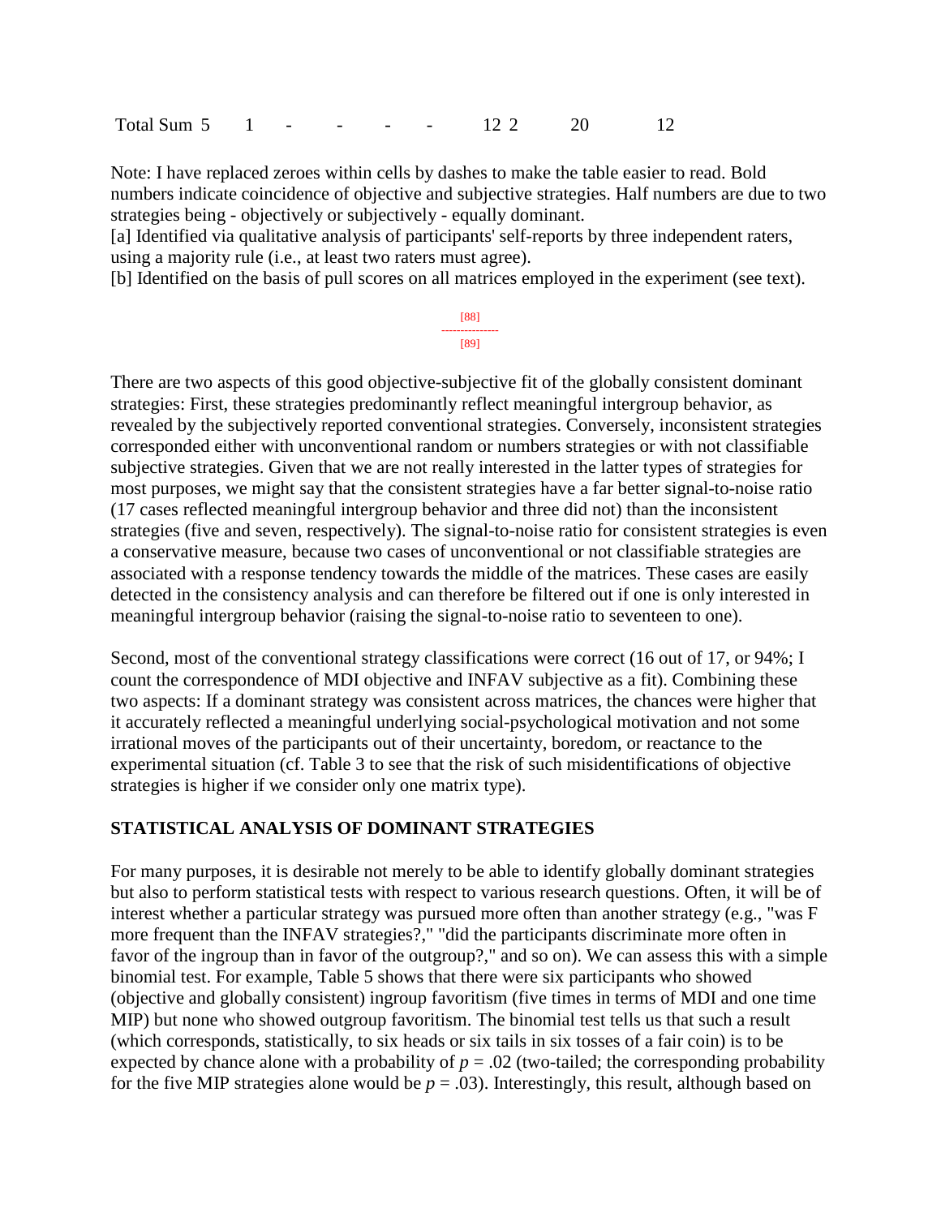| Total Sum | 5 | 1 | - | - | - | - | 12 | 2 | 20 | 12 |
|---|---|---|---|---|---|---|---|---|---|---|

Note: I have replaced zeroes within cells by dashes to make the table easier to read. Bold numbers indicate coincidence of objective and subjective strategies. Half numbers are due to two strategies being - objectively or subjectively - equally dominant.

[a] Identified via qualitative analysis of participants' self-reports by three independent raters, using a majority rule (i.e., at least two raters must agree).

[b] Identified on the basis of pull scores on all matrices employed in the experiment (see text).

[88]

[89]

There are two aspects of this good objective-subjective fit of the globally consistent dominant strategies: First, these strategies predominantly reflect meaningful intergroup behavior, as revealed by the subjectively reported conventional strategies. Conversely, inconsistent strategies corresponded either with unconventional random or numbers strategies or with not classifiable subjective strategies. Given that we are not really interested in the latter types of strategies for most purposes, we might say that the consistent strategies have a far better signal-to-noise ratio (17 cases reflected meaningful intergroup behavior and three did not) than the inconsistent strategies (five and seven, respectively). The signal-to-noise ratio for consistent strategies is even a conservative measure, because two cases of unconventional or not classifiable strategies are associated with a response tendency towards the middle of the matrices. These cases are easily detected in the consistency analysis and can therefore be filtered out if one is only interested in meaningful intergroup behavior (raising the signal-to-noise ratio to seventeen to one).

Second, most of the conventional strategy classifications were correct (16 out of 17, or 94%; I count the correspondence of MDI objective and INFAV subjective as a fit). Combining these two aspects: If a dominant strategy was consistent across matrices, the chances were higher that it accurately reflected a meaningful underlying social-psychological motivation and not some irrational moves of the participants out of their uncertainty, boredom, or reactance to the experimental situation (cf. Table 3 to see that the risk of such misidentifications of objective strategies is higher if we consider only one matrix type).

## STATISTICAL ANALYSIS OF DOMINANT STRATEGIES

For many purposes, it is desirable not merely to be able to identify globally dominant strategies but also to perform statistical tests with respect to various research questions. Often, it will be of interest whether a particular strategy was pursued more often than another strategy (e.g., "was F more frequent than the INFAV strategies?," "did the participants discriminate more often in favor of the ingroup than in favor of the outgroup?," and so on). We can assess this with a simple binomial test. For example, Table 5 shows that there were six participants who showed (objective and globally consistent) ingroup favoritism (five times in terms of MDI and one time MIP) but none who showed outgroup favoritism. The binomial test tells us that such a result (which corresponds, statistically, to six heads or six tails in six tosses of a fair coin) is to be expected by chance alone with a probability of $p = .02$ (two-tailed; the corresponding probability for the five MIP strategies alone would be $p = .03$). Interestingly, this result, although based on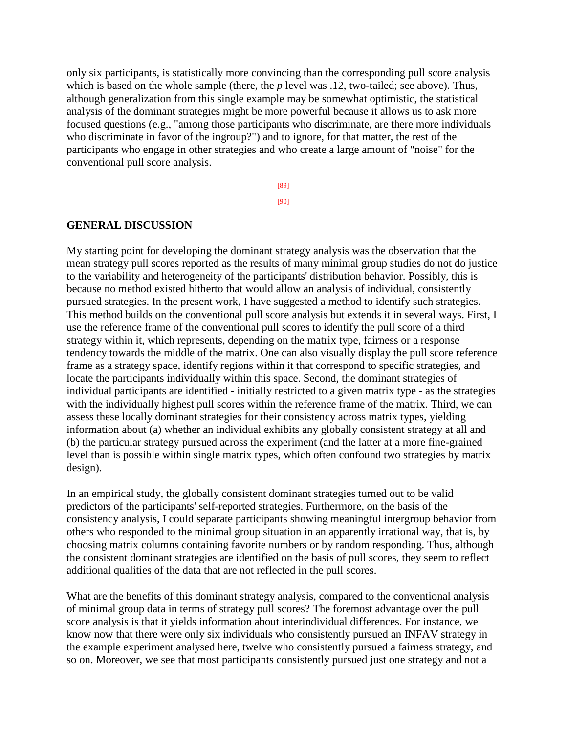only six participants, is statistically more convincing than the corresponding pull score analysis which is based on the whole sample (there, the *p* level was .12, two-tailed; see above). Thus, although generalization from this single example may be somewhat optimistic, the statistical analysis of the dominant strategies might be more powerful because it allows us to ask more focused questions (e.g., "among those participants who discriminate, are there more individuals who discriminate in favor of the ingroup?") and to ignore, for that matter, the rest of the participants who engage in other strategies and who create a large amount of "noise" for the conventional pull score analysis.

## GENERAL DISCUSSION

My starting point for developing the dominant strategy analysis was the observation that the mean strategy pull scores reported as the results of many minimal group studies do not do justice to the variability and heterogeneity of the participants' distribution behavior. Possibly, this is because no method existed hitherto that would allow an analysis of individual, consistently pursued strategies. In the present work, I have suggested a method to identify such strategies. This method builds on the conventional pull score analysis but extends it in several ways. First, I use the reference frame of the conventional pull scores to identify the pull score of a third strategy within it, which represents, depending on the matrix type, fairness or a response tendency towards the middle of the matrix. One can also visually display the pull score reference frame as a strategy space, identify regions within it that correspond to specific strategies, and locate the participants individually within this space. Second, the dominant strategies of individual participants are identified - initially restricted to a given matrix type - as the strategies with the individually highest pull scores within the reference frame of the matrix. Third, we can assess these locally dominant strategies for their consistency across matrix types, yielding information about (a) whether an individual exhibits any globally consistent strategy at all and (b) the particular strategy pursued across the experiment (and the latter at a more fine-grained level than is possible within single matrix types, which often confound two strategies by matrix design).

In an empirical study, the globally consistent dominant strategies turned out to be valid predictors of the participants' self-reported strategies. Furthermore, on the basis of the consistency analysis, I could separate participants showing meaningful intergroup behavior from others who responded to the minimal group situation in an apparently irrational way, that is, by choosing matrix columns containing favorite numbers or by random responding. Thus, although the consistent dominant strategies are identified on the basis of pull scores, they seem to reflect additional qualities of the data that are not reflected in the pull scores.

What are the benefits of this dominant strategy analysis, compared to the conventional analysis of minimal group data in terms of strategy pull scores? The foremost advantage over the pull score analysis is that it yields information about interindividual differences. For instance, we know now that there were only six individuals who consistently pursued an INFAV strategy in the example experiment analysed here, twelve who consistently pursued a fairness strategy, and so on. Moreover, we see that most participants consistently pursued just one strategy and not a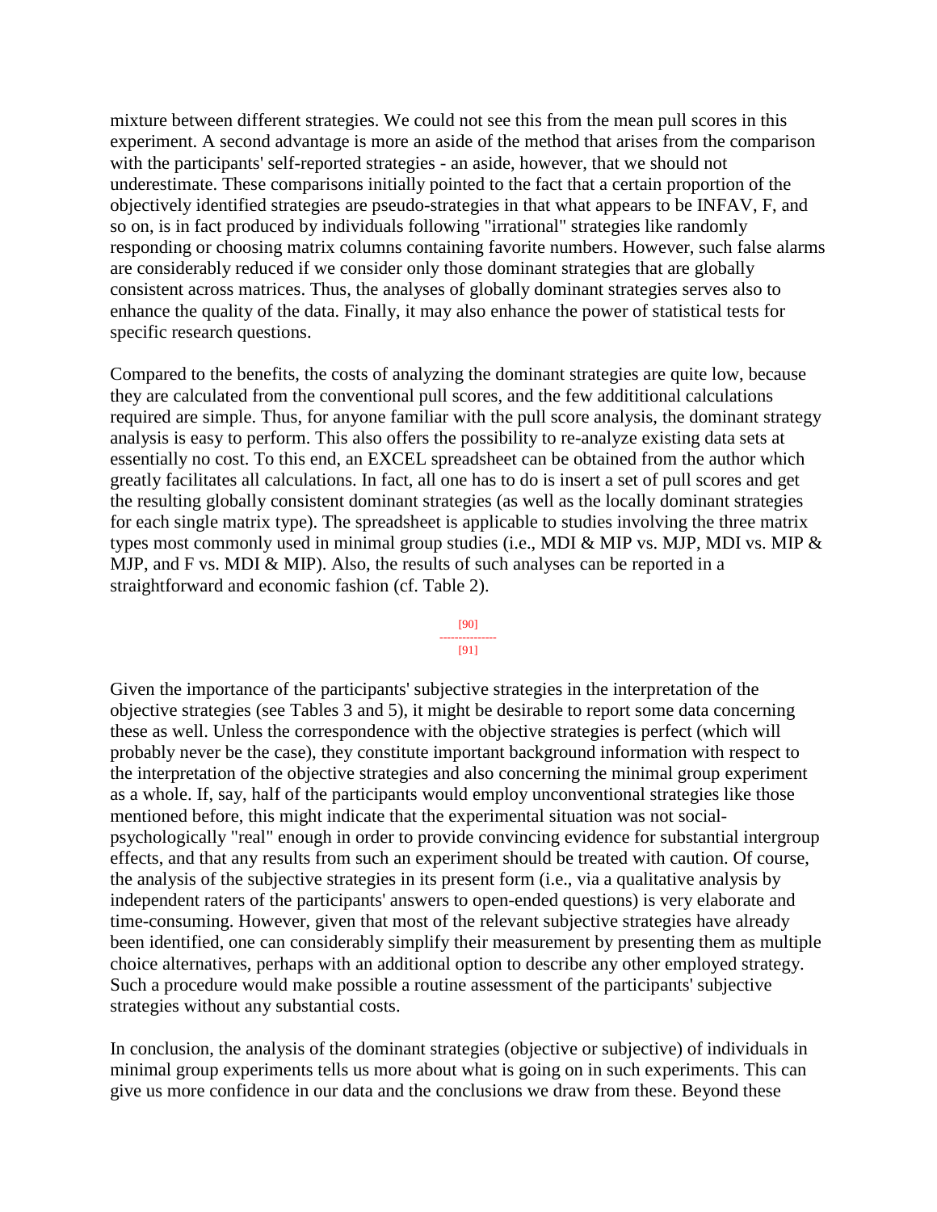mixture between different strategies. We could not see this from the mean pull scores in this experiment. A second advantage is more an aside of the method that arises from the comparison with the participants' self-reported strategies - an aside, however, that we should not underestimate. These comparisons initially pointed to the fact that a certain proportion of the objectively identified strategies are pseudo-strategies in that what appears to be INFAV, F, and so on, is in fact produced by individuals following "irrational" strategies like randomly responding or choosing matrix columns containing favorite numbers. However, such false alarms are considerably reduced if we consider only those dominant strategies that are globally consistent across matrices. Thus, the analyses of globally dominant strategies serves also to enhance the quality of the data. Finally, it may also enhance the power of statistical tests for specific research questions.

Compared to the benefits, the costs of analyzing the dominant strategies are quite low, because they are calculated from the conventional pull scores, and the few addititional calculations required are simple. Thus, for anyone familiar with the pull score analysis, the dominant strategy analysis is easy to perform. This also offers the possibility to re-analyze existing data sets at essentially no cost. To this end, an EXCEL spreadsheet can be obtained from the author which greatly facilitates all calculations. In fact, all one has to do is insert a set of pull scores and get the resulting globally consistent dominant strategies (as well as the locally dominant strategies for each single matrix type). The spreadsheet is applicable to studies involving the three matrix types most commonly used in minimal group studies (i.e., MDI & MIP vs. MJP, MDI vs. MIP & MJP, and F vs. MDI & MIP). Also, the results of such analyses can be reported in a straightforward and economic fashion (cf. Table 2).

Given the importance of the participants' subjective strategies in the interpretation of the objective strategies (see Tables 3 and 5), it might be desirable to report some data concerning these as well. Unless the correspondence with the objective strategies is perfect (which will probably never be the case), they constitute important background information with respect to the interpretation of the objective strategies and also concerning the minimal group experiment as a whole. If, say, half of the participants would employ unconventional strategies like those mentioned before, this might indicate that the experimental situation was not social-psychologically "real" enough in order to provide convincing evidence for substantial intergroup effects, and that any results from such an experiment should be treated with caution. Of course, the analysis of the subjective strategies in its present form (i.e., via a qualitative analysis by independent raters of the participants' answers to open-ended questions) is very elaborate and time-consuming. However, given that most of the relevant subjective strategies have already been identified, one can considerably simplify their measurement by presenting them as multiple choice alternatives, perhaps with an additional option to describe any other employed strategy. Such a procedure would make possible a routine assessment of the participants' subjective strategies without any substantial costs.

In conclusion, the analysis of the dominant strategies (objective or subjective) of individuals in minimal group experiments tells us more about what is going on in such experiments. This can give us more confidence in our data and the conclusions we draw from these. Beyond these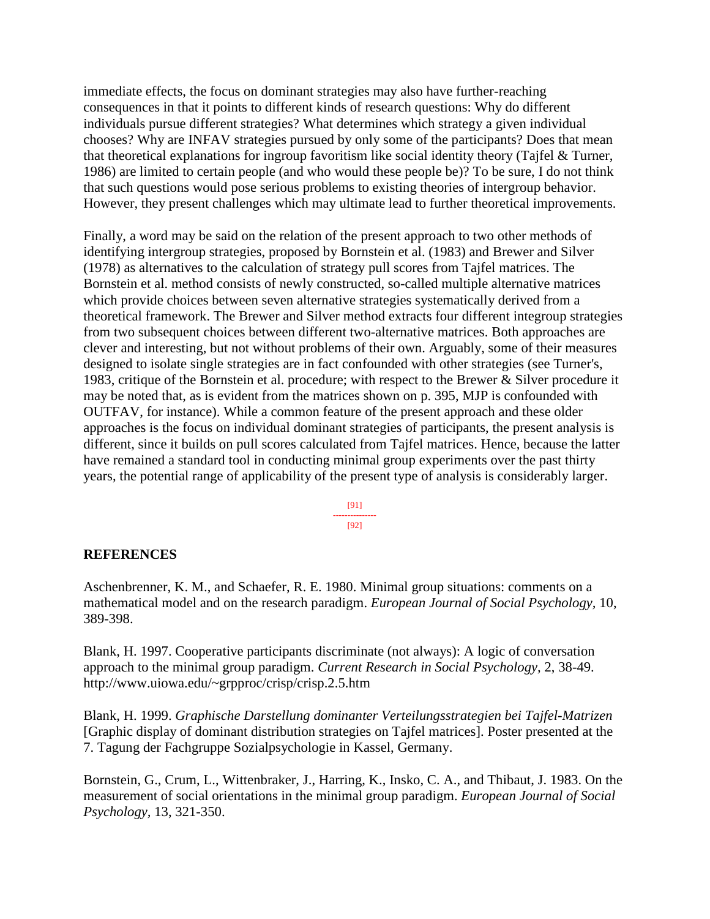immediate effects, the focus on dominant strategies may also have further-reaching consequences in that it points to different kinds of research questions: Why do different individuals pursue different strategies? What determines which strategy a given individual chooses? Why are INFAV strategies pursued by only some of the participants? Does that mean that theoretical explanations for ingroup favoritism like social identity theory (Tajfel & Turner, 1986) are limited to certain people (and who would these people be)? To be sure, I do not think that such questions would pose serious problems to existing theories of intergroup behavior. However, they present challenges which may ultimate lead to further theoretical improvements.

Finally, a word may be said on the relation of the present approach to two other methods of identifying intergroup strategies, proposed by Bornstein et al. (1983) and Brewer and Silver (1978) as alternatives to the calculation of strategy pull scores from Tajfel matrices. The Bornstein et al. method consists of newly constructed, so-called multiple alternative matrices which provide choices between seven alternative strategies systematically derived from a theoretical framework. The Brewer and Silver method extracts four different integroup strategies from two subsequent choices between different two-alternative matrices. Both approaches are clever and interesting, but not without problems of their own. Arguably, some of their measures designed to isolate single strategies are in fact confounded with other strategies (see Turner's, 1983, critique of the Bornstein et al. procedure; with respect to the Brewer & Silver procedure it may be noted that, as is evident from the matrices shown on p. 395, MJP is confounded with OUTFAV, for instance). While a common feature of the present approach and these older approaches is the focus on individual dominant strategies of participants, the present analysis is different, since it builds on pull scores calculated from Tajfel matrices. Hence, because the latter have remained a standard tool in conducting minimal group experiments over the past thirty years, the potential range of applicability of the present type of analysis is considerably larger.

## REFERENCES

Aschenbrenner, K. M., and Schaefer, R. E. 1980. Minimal group situations: comments on a mathematical model and on the research paradigm. *European Journal of Social Psychology*, 10, 389-398.

Blank, H. 1997. Cooperative participants discriminate (not always): A logic of conversation approach to the minimal group paradigm. *Current Research in Social Psychology*, 2, 38-49. http://www.uiowa.edu/~grpproc/crisp/crisp.2.5.htm

Blank, H. 1999. *Graphische Darstellung dominanter Verteilungsstrategien bei Tajfel-Matrizen* [Graphic display of dominant distribution strategies on Tajfel matrices]. Poster presented at the 7. Tagung der Fachgruppe Sozialpsychologie in Kassel, Germany.

Bornstein, G., Crum, L., Wittenbraker, J., Harring, K., Insko, C. A., and Thibaut, J. 1983. On the measurement of social orientations in the minimal group paradigm. *European Journal of Social Psychology*, 13, 321-350.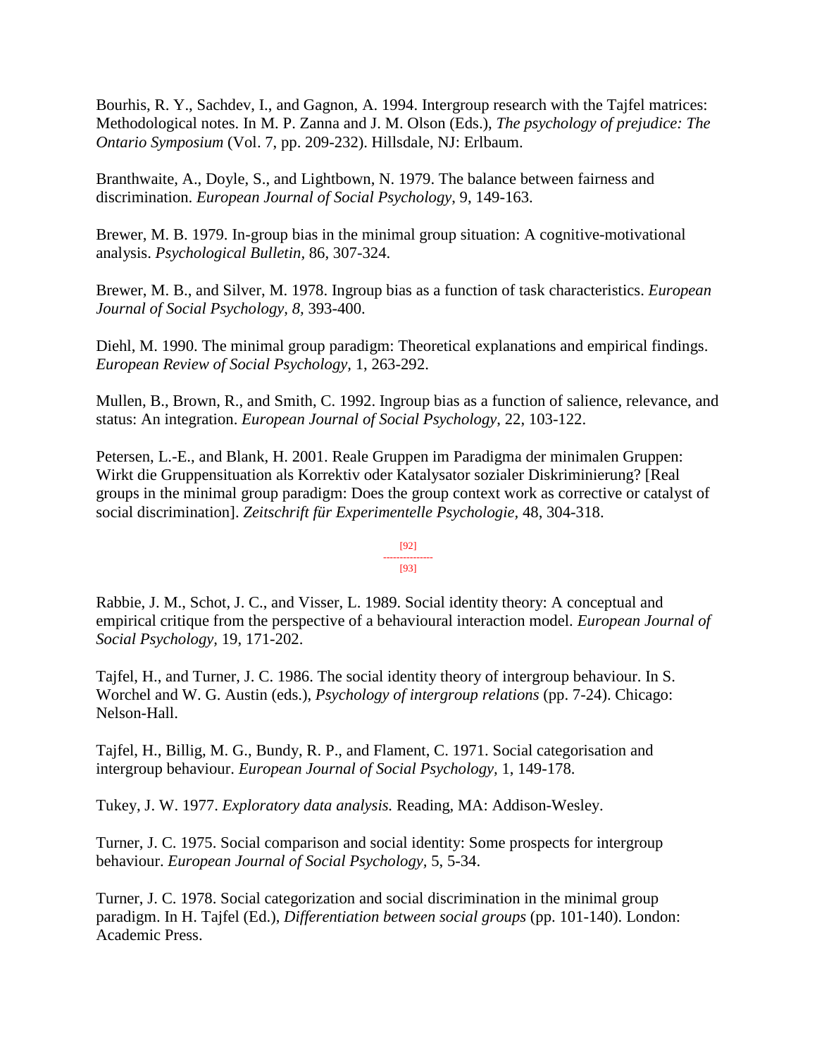Bourhis, R. Y., Sachdev, I., and Gagnon, A. 1994. Intergroup research with the Tajfel matrices: Methodological notes. In M. P. Zanna and J. M. Olson (Eds.), *The psychology of prejudice: The Ontario Symposium* (Vol. 7, pp. 209-232). Hillsdale, NJ: Erlbaum.

Branthwaite, A., Doyle, S., and Lightbown, N. 1979. The balance between fairness and discrimination. *European Journal of Social Psychology*, 9, 149-163.

Brewer, M. B. 1979. In-group bias in the minimal group situation: A cognitive-motivational analysis. *Psychological Bulletin*, 86, 307-324.

Brewer, M. B., and Silver, M. 1978. Ingroup bias as a function of task characteristics. *European Journal of Social Psychology, 8,* 393-400.

Diehl, M. 1990. The minimal group paradigm: Theoretical explanations and empirical findings. *European Review of Social Psychology,* 1, 263-292.

Mullen, B., Brown, R., and Smith, C. 1992. Ingroup bias as a function of salience, relevance, and status: An integration. *European Journal of Social Psychology,* 22, 103-122.

Petersen, L.-E., and Blank, H. 2001. Reale Gruppen im Paradigma der minimalen Gruppen: Wirkt die Gruppensituation als Korrektiv oder Katalysator sozialer Diskriminierung? [Real groups in the minimal group paradigm: Does the group context work as corrective or catalyst of social discrimination]. *Zeitschrift für Experimentelle Psychologie*, 48, 304-318.

Rabbie, J. M., Schot, J. C., and Visser, L. 1989. Social identity theory: A conceptual and empirical critique from the perspective of a behavioural interaction model. *European Journal of Social Psychology,* 19, 171-202.

Tajfel, H., and Turner, J. C. 1986. The social identity theory of intergroup behaviour. In S. Worchel and W. G. Austin (eds.), *Psychology of intergroup relations* (pp. 7-24). Chicago: Nelson-Hall.

Tajfel, H., Billig, M. G., Bundy, R. P., and Flament, C. 1971. Social categorisation and intergroup behaviour. *European Journal of Social Psychology,* 1, 149-178.

Tukey, J. W. 1977. *Exploratory data analysis.* Reading, MA: Addison-Wesley.

Turner, J. C. 1975. Social comparison and social identity: Some prospects for intergroup behaviour. *European Journal of Social Psychology*, 5, 5-34.

Turner, J. C. 1978. Social categorization and social discrimination in the minimal group paradigm. In H. Tajfel (Ed.), *Differentiation between social groups* (pp. 101-140). London: Academic Press.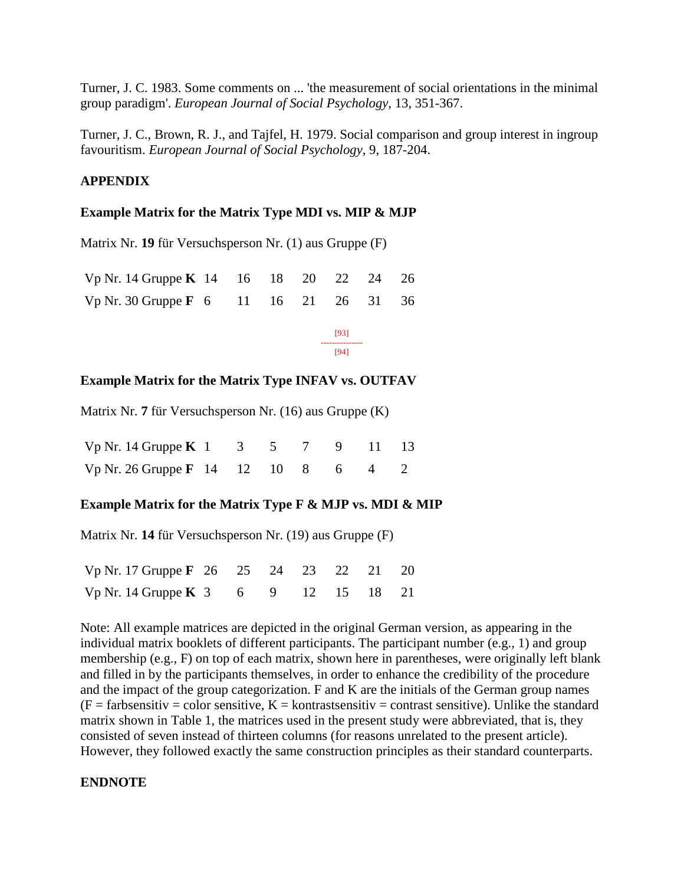Turner, J. C. 1983. Some comments on ... 'the measurement of social orientations in the minimal group paradigm'. *European Journal of Social Psychology*, 13, 351-367.

Turner, J. C., Brown, R. J., and Tajfel, H. 1979. Social comparison and group interest in ingroup favouritism. *European Journal of Social Psychology*, 9, 187-204.

## APPENDIX

### Example Matrix for the Matrix Type MDI vs. MIP & MJP

Matrix Nr. **19** für Versuchsperson Nr. (1) aus Gruppe (F)

| | | | | | | | |
|---|---|---|---|---|---|---|---|
| Vp Nr. 14 Gruppe **K** | 14 | 16 | 18 | 20 | 22 | 24 | 26 |
| Vp Nr. 30 Gruppe **F** | 6 | 11 | 16 | 21 | 26 | 31 | 36 |

[93]
---------------
[94]

### Example Matrix for the Matrix Type INFAV vs. OUTFAV

Matrix Nr. **7** für Versuchsperson Nr. (16) aus Gruppe (K)

| | | | | | | | |
|---|---|---|---|---|---|---|---|
| Vp Nr. 14 Gruppe **K** | 1 | 3 | 5 | 7 | 9 | 11 | 13 |
| Vp Nr. 26 Gruppe **F** | 14 | 12 | 10 | 8 | 6 | 4 | 2 |

### Example Matrix for the Matrix Type F & MJP vs. MDI & MIP

Matrix Nr. **14** für Versuchsperson Nr. (19) aus Gruppe (F)

| | | | | | | | |
|---|---|---|---|---|---|---|---|
| Vp Nr. 17 Gruppe **F** | 26 | 25 | 24 | 23 | 22 | 21 | 20 |
| Vp Nr. 14 Gruppe **K** | 3 | 6 | 9 | 12 | 15 | 18 | 21 |

Note: All example matrices are depicted in the original German version, as appearing in the individual matrix booklets of different participants. The participant number (e.g., 1) and group membership (e.g., F) on top of each matrix, shown here in parentheses, were originally left blank and filled in by the participants themselves, in order to enhance the credibility of the procedure and the impact of the group categorization. F and K are the initials of the German group names (F = farbsensitiv = color sensitive, K = kontrastsensitiv = contrast sensitive). Unlike the standard matrix shown in Table 1, the matrices used in the present study were abbreviated, that is, they consisted of seven instead of thirteen columns (for reasons unrelated to the present article). However, they followed exactly the same construction principles as their standard counterparts.

## ENDNOTE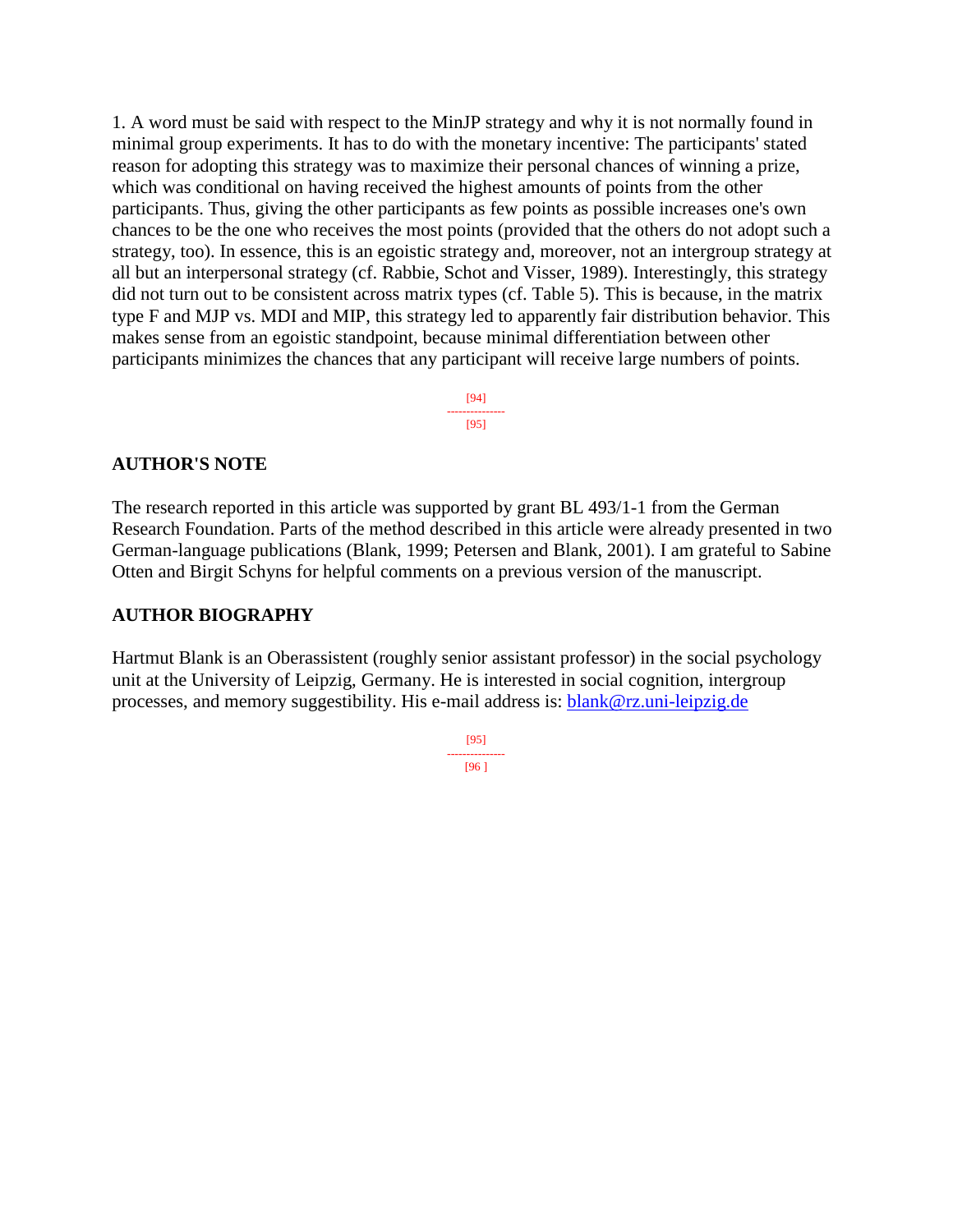1. A word must be said with respect to the MinJP strategy and why it is not normally found in minimal group experiments. It has to do with the monetary incentive: The participants' stated reason for adopting this strategy was to maximize their personal chances of winning a prize, which was conditional on having received the highest amounts of points from the other participants. Thus, giving the other participants as few points as possible increases one's own chances to be the one who receives the most points (provided that the others do not adopt such a strategy, too). In essence, this is an egoistic strategy and, moreover, not an intergroup strategy at all but an interpersonal strategy (cf. Rabbie, Schot and Visser, 1989). Interestingly, this strategy did not turn out to be consistent across matrix types (cf. Table 5). This is because, in the matrix type F and MJP vs. MDI and MIP, this strategy led to apparently fair distribution behavior. This makes sense from an egoistic standpoint, because minimal differentiation between other participants minimizes the chances that any participant will receive large numbers of points.

## AUTHOR'S NOTE

The research reported in this article was supported by grant BL 493/1-1 from the German Research Foundation. Parts of the method described in this article were already presented in two German-language publications (Blank, 1999; Petersen and Blank, 2001). I am grateful to Sabine Otten and Birgit Schyns for helpful comments on a previous version of the manuscript.

## AUTHOR BIOGRAPHY

Hartmut Blank is an Oberassistent (roughly senior assistant professor) in the social psychology unit at the University of Leipzig, Germany. He is interested in social cognition, intergroup processes, and memory suggestibility. His e-mail address is: blank@rz.uni-leipzig.de